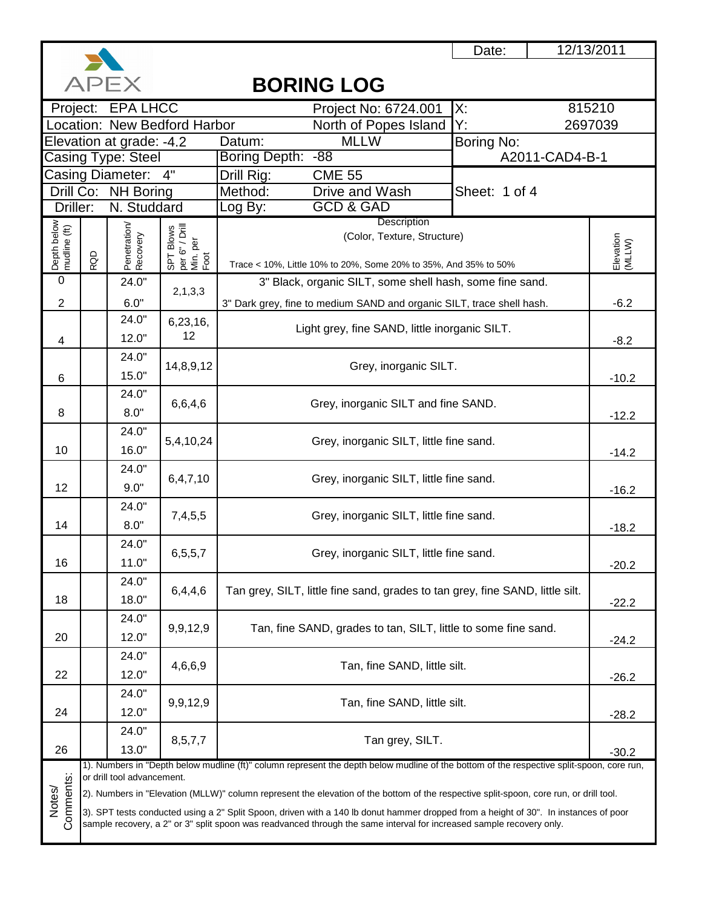APEX

# BORING LOG

| | | | |
|---|---|---|---|
| Date: | 12/13/2011 | | |
| Project: EPA LHCC | Project No: 6724.001 | X: | 815210 |
| Location: New Bedford Harbor | North of Popes Island | Y: | 2697039 |
| Elevation at grade: -4.2 | Datum: MLLW | Boring No: | |
| Casing Type: Steel | Boring Depth: -88 | A2011-CAD4-B-1 | |
| Casing Diameter: 4" | Drill Rig: CME 55 | | |
| Drill Co: NH Boring | Method: Drive and Wash | Sheet: 1 of 4 | |
| Driller: N. Studdard | Log By: GCD & GAD | | |

| Depth below mudline (ft) | RQD | Penetration/ Recovery | SPT Blows per 6" / Drill Min. per Foot | Description (Color, Texture, Structure) Trace < 10%, Little 10% to 20%, Some 20% to 35%, And 35% to 50% | Elevation (MLLW) |
|---|---|---|---|---|---|
| 0 | | 24.0" | 2,1,3,3 | 3" Black, organic SILT, some shell hash, some fine sand. | |
| 2 | | 6.0" | | 3" Dark grey, fine to medium SAND and organic SILT, trace shell hash. | -6.2 |
| | | 24.0" | 6,23,16, 12 | Light grey, fine SAND, little inorganic SILT. | |
| 4 | | 12.0" | | | -8.2 |
| | | 24.0" | 14,8,9,12 | Grey, inorganic SILT. | |
| 6 | | 15.0" | | | -10.2 |
| | | 24.0" | 6,6,4,6 | Grey, inorganic SILT and fine SAND. | |
| 8 | | 8.0" | | | -12.2 |
| | | 24.0" | 5,4,10,24 | Grey, inorganic SILT, little fine sand. | |
| 10 | | 16.0" | | | -14.2 |
| | | 24.0" | 6,4,7,10 | Grey, inorganic SILT, little fine sand. | |
| 12 | | 9.0" | | | -16.2 |
| | | 24.0" | 7,4,5,5 | Grey, inorganic SILT, little fine sand. | |
| 14 | | 8.0" | | | -18.2 |
| | | 24.0" | 6,5,5,7 | Grey, inorganic SILT, little fine sand. | |
| 16 | | 11.0" | | | -20.2 |
| | | 24.0" | 6,4,4,6 | Tan grey, SILT, little fine sand, grades to tan grey, fine SAND, little silt. | |
| 18 | | 18.0" | | | -22.2 |
| | | 24.0" | 9,9,12,9 | Tan, fine SAND, grades to tan, SILT, little to some fine sand. | |
| 20 | | 12.0" | | | -24.2 |
| | | 24.0" | 4,6,6,9 | Tan, fine SAND, little silt. | |
| 22 | | 12.0" | | | -26.2 |
| | | 24.0" | 9,9,12,9 | Tan, fine SAND, little silt. | |
| 24 | | 12.0" | | | -28.2 |
| | | 24.0" | 8,5,7,7 | Tan grey, SILT. | |
| 26 | | 13.0" | | | -30.2 |

**Notes/ Comments:**

1). Numbers in "Depth below mudline (ft)" column represent the depth below mudline of the bottom of the respective split-spoon, core run, or drill tool advancement.

2). Numbers in "Elevation (MLLW)" column represent the elevation of the bottom of the respective split-spoon, core run, or drill tool.

3). SPT tests conducted using a 2" Split Spoon, driven with a 140 lb donut hammer dropped from a height of 30". In instances of poor sample recovery, a 2" or 3" split spoon was readvanced through the same interval for increased sample recovery only.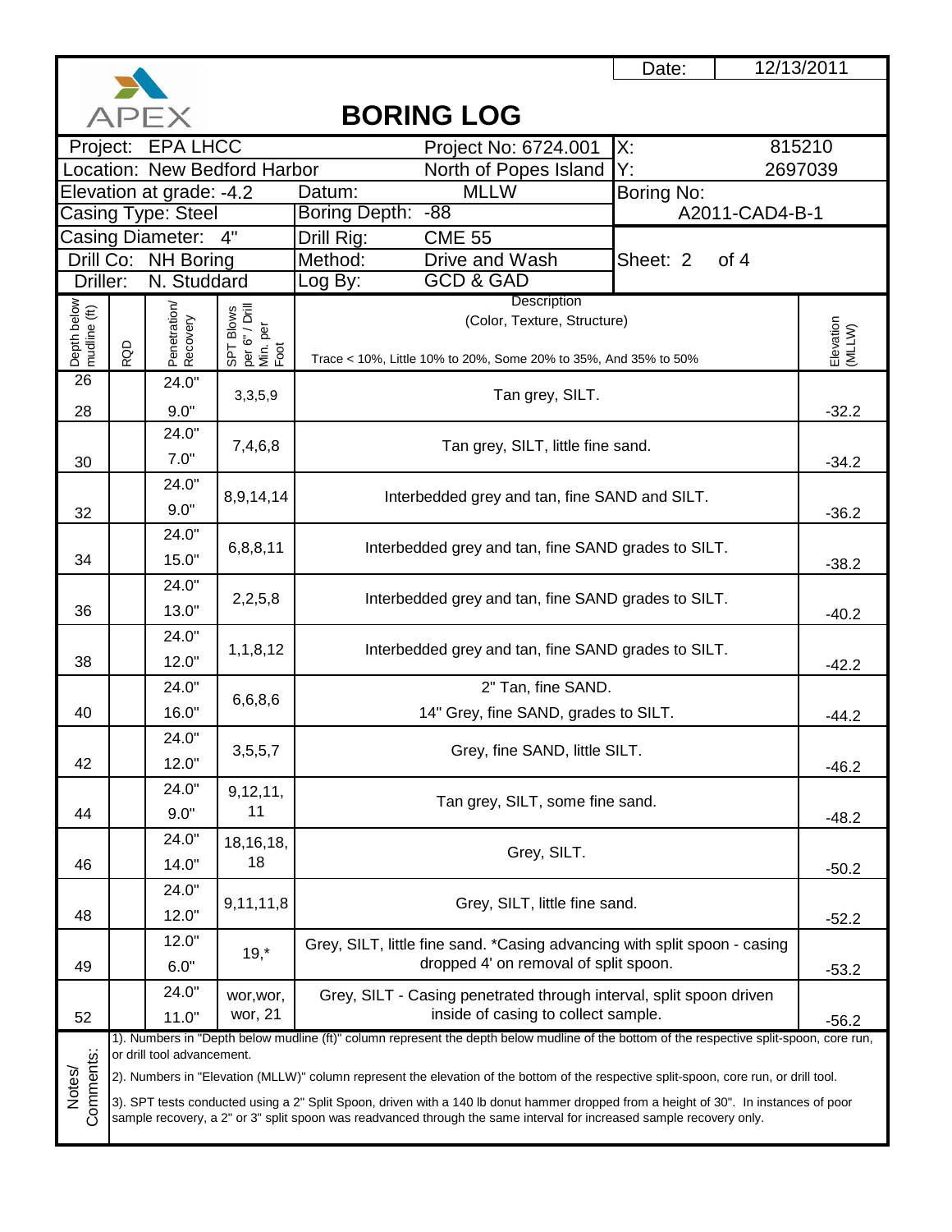Date: 12/13/2011

APEX

# BORING LOG

| | | | |
|---|---|---|---|
| Project: EPA LHCC | Project No: 6724.001 | X: | 815210 |
| Location: New Bedford Harbor | North of Popes Island | Y: | 2697039 |
| Elevation at grade: -4.2 | Datum: MLLW | Boring No: | |
| Casing Type: Steel | Boring Depth: -88 | A2011-CAD4-B-1 | |
| Casing Diameter: 4" | Drill Rig: CME 55 | | |
| Drill Co: NH Boring | Method: Drive and Wash | Sheet: 2 of 4 | |
| Driller: N. Studdard | Log By: GCD & GAD | | |

| Depth below mudline (ft) | RQD | Penetration/ Recovery | SPT Blows per 6" / Drill Min. per Foot | Description (Color, Texture, Structure) Trace < 10%, Little 10% to 20%, Some 20% to 35%, And 35% to 50% | Elevation (MLLW) |
|---|---|---|---|---|---|
| 26 | | 24.0" | 3,3,5,9 | Tan grey, SILT. | |
| 28 | | 9.0" | | | -32.2 |
| | | 24.0" | 7,4,6,8 | Tan grey, SILT, little fine sand. | |
| 30 | | 7.0" | | | -34.2 |
| | | 24.0" | 8,9,14,14 | Interbedded grey and tan, fine SAND and SILT. | |
| 32 | | 9.0" | | | -36.2 |
| | | 24.0" | 6,8,8,11 | Interbedded grey and tan, fine SAND grades to SILT. | |
| 34 | | 15.0" | | | -38.2 |
| | | 24.0" | 2,2,5,8 | Interbedded grey and tan, fine SAND grades to SILT. | |
| 36 | | 13.0" | | | -40.2 |
| | | 24.0" | 1,1,8,12 | Interbedded grey and tan, fine SAND grades to SILT. | |
| 38 | | 12.0" | | | -42.2 |
| | | 24.0" | 6,6,8,6 | 2" Tan, fine SAND. | |
| 40 | | 16.0" | | 14" Grey, fine SAND, grades to SILT. | -44.2 |
| | | 24.0" | 3,5,5,7 | Grey, fine SAND, little SILT. | |
| 42 | | 12.0" | | | -46.2 |
| | | 24.0" | 9,12,11, 11 | Tan grey, SILT, some fine sand. | |
| 44 | | 9.0" | | | -48.2 |
| | | 24.0" | 18,16,18, 18 | Grey, SILT. | |
| 46 | | 14.0" | | | -50.2 |
| | | 24.0" | 9,11,11,8 | Grey, SILT, little fine sand. | |
| 48 | | 12.0" | | | -52.2 |
| | | 12.0" | 19,* | Grey, SILT, little fine sand. *Casing advancing with split spoon - casing dropped 4' on removal of split spoon. | |
| 49 | | 6.0" | | | -53.2 |
| | | 24.0" | wor,wor, wor, 21 | Grey, SILT - Casing penetrated through interval, split spoon driven inside of casing to collect sample. | |
| 52 | | 11.0" | | | -56.2 |

Notes/ Comments:

1). Numbers in "Depth below mudline (ft)" column represent the depth below mudline of the bottom of the respective split-spoon, core run, or drill tool advancement.

2). Numbers in "Elevation (MLLW)" column represent the elevation of the bottom of the respective split-spoon, core run, or drill tool.

3). SPT tests conducted using a 2" Split Spoon, driven with a 140 lb donut hammer dropped from a height of 30". In instances of poor sample recovery, a 2" or 3" split spoon was readvanced through the same interval for increased sample recovery only.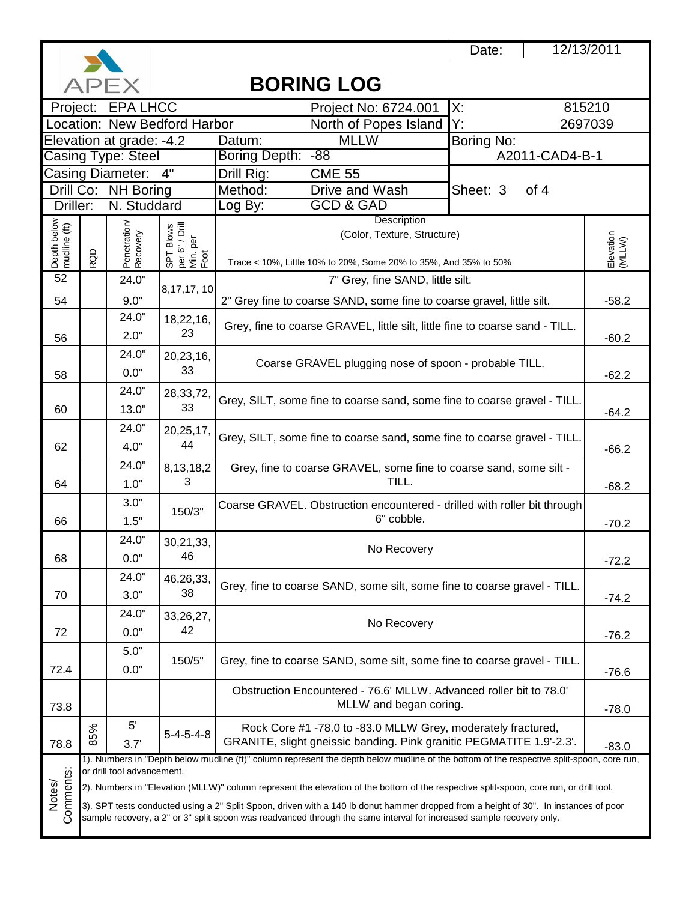Date: 12/13/2011

APEX

# BORING LOG

| | | | |
|---|---|---|---|
| Project: EPA LHCC | Project No: 6724.001 | X: | 815210 |
| Location: New Bedford Harbor | North of Popes Island | Y: | 2697039 |
| Elevation at grade: -4.2 | Datum: MLLW | Boring No: | |
| Casing Type: Steel | Boring Depth: -88 | A2011-CAD4-B-1 | |
| Casing Diameter: 4" | Drill Rig: CME 55 | | |
| Drill Co: NH Boring | Method: Drive and Wash | Sheet: 3 of 4 | |
| Driller: N. Studdard | Log By: GCD & GAD | | |

| Depth below mudline (ft) | RQD | Penetration/ Recovery | SPT Blows per 6" / Drill Min. per Foot | Description (Color, Texture, Structure) Trace < 10%, Little 10% to 20%, Some 20% to 35%, And 35% to 50% | Elevation (MLLW) |
|---|---|---|---|---|---|
| 52 | | 24.0" | 8,17,17, 10 | 7" Grey, fine SAND, little silt. | |
| 54 | | 9.0" | | 2" Grey fine to coarse SAND, some fine to coarse gravel, little silt. | -58.2 |
| 56 | | 24.0" / 2.0" | 18,22,16, 23 | Grey, fine to coarse GRAVEL, little silt, little fine to coarse sand - TILL. | -60.2 |
| 58 | | 24.0" / 0.0" | 20,23,16, 33 | Coarse GRAVEL plugging nose of spoon - probable TILL. | -62.2 |
| 60 | | 24.0" / 13.0" | 28,33,72, 33 | Grey, SILT, some fine to coarse sand, some fine to coarse gravel - TILL. | -64.2 |
| 62 | | 24.0" / 4.0" | 20,25,17, 44 | Grey, SILT, some fine to coarse sand, some fine to coarse gravel - TILL. | -66.2 |
| 64 | | 24.0" / 1.0" | 8,13,18,2 3 | Grey, fine to coarse GRAVEL, some fine to coarse sand, some silt - TILL. | -68.2 |
| 66 | | 3.0" / 1.5" | 150/3" | Coarse GRAVEL. Obstruction encountered - drilled with roller bit through 6" cobble. | -70.2 |
| 68 | | 24.0" / 0.0" | 30,21,33, 46 | No Recovery | -72.2 |
| 70 | | 24.0" / 3.0" | 46,26,33, 38 | Grey, fine to coarse SAND, some silt, some fine to coarse gravel - TILL. | -74.2 |
| 72 | | 24.0" / 0.0" | 33,26,27, 42 | No Recovery | -76.2 |
| 72.4 | | 5.0" / 0.0" | 150/5" | Grey, fine to coarse SAND, some silt, some fine to coarse gravel - TILL. | -76.6 |
| 73.8 | | | | Obstruction Encountered - 76.6' MLLW. Advanced roller bit to 78.0' MLLW and began coring. | -78.0 |
| 78.8 | 85% | 5' / 3.7' | 5-4-5-4-8 | Rock Core #1 -78.0 to -83.0 MLLW Grey, moderately fractured, GRANITE, slight gneissic banding. Pink granitic PEGMATITE 1.9'-2.3'. | -83.0 |

**Notes/ Comments:**

1). Numbers in "Depth below mudline (ft)" column represent the depth below mudline of the bottom of the respective split-spoon, core run, or drill tool advancement.

2). Numbers in "Elevation (MLLW)" column represent the elevation of the bottom of the respective split-spoon, core run, or drill tool.

3). SPT tests conducted using a 2" Split Spoon, driven with a 140 lb donut hammer dropped from a height of 30". In instances of poor sample recovery, a 2" or 3" split spoon was readvanced through the same interval for increased sample recovery only.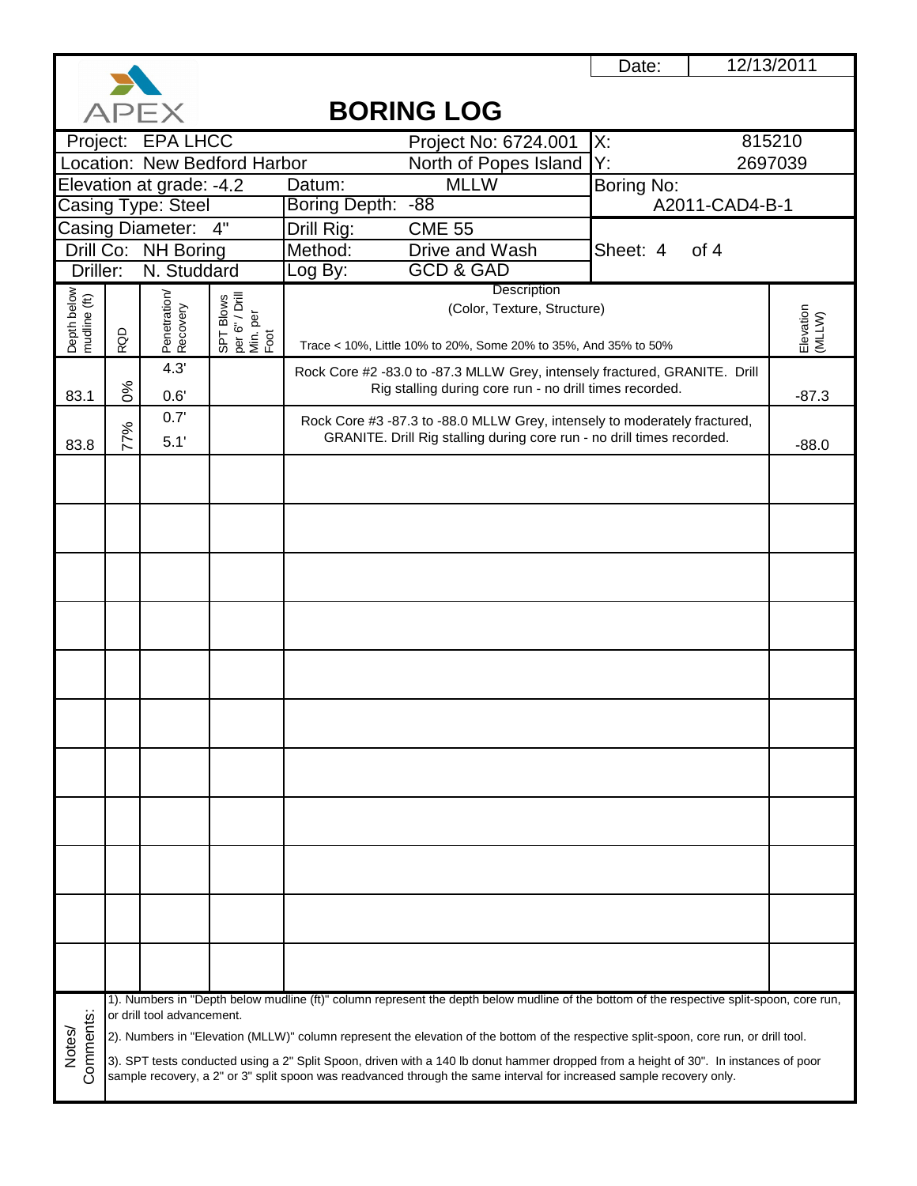# BORING LOG

APEX

| | | | |
|---|---|---|---|
| Project: EPA LHCC | Project No: 6724.001 | X: | 815210 |
| Location: New Bedford Harbor | North of Popes Island | Y: | 2697039 |
| Elevation at grade: -4.2 | Datum: MLLW | Boring No: | |
| Casing Type: Steel | Boring Depth: -88 | A2011-CAD4-B-1 | |
| Casing Diameter: 4" | Drill Rig: CME 55 | | |
| Drill Co: NH Boring | Method: Drive and Wash | Sheet: 4 of 4 | |
| Driller: N. Studdard | Log By: GCD & GAD | | |

Date: 12/13/2011

| Depth below mudline (ft) | RQD | Penetration/ Recovery | SPT Blows per 6" / Drill Min. per Foot | Description (Color, Texture, Structure) Trace < 10%, Little 10% to 20%, Some 20% to 35%, And 35% to 50% | Elevation (MLLW) |
|---|---|---|---|---|---|
| 83.1 | 0% | 4.3' / 0.6' | | Rock Core #2 -83.0 to -87.3 MLLW Grey, intensely fractured, GRANITE. Drill Rig stalling during core run - no drill times recorded. | -87.3 |
| 83.8 | 77% | 0.7' / 5.1' | | Rock Core #3 -87.3 to -88.0 MLLW Grey, intensely to moderately fractured, GRANITE. Drill Rig stalling during core run - no drill times recorded. | -88.0 |

**Notes/ Comments:**

1). Numbers in "Depth below mudline (ft)" column represent the depth below mudline of the bottom of the respective split-spoon, core run, or drill tool advancement.

2). Numbers in "Elevation (MLLW)" column represent the elevation of the bottom of the respective split-spoon, core run, or drill tool.

3). SPT tests conducted using a 2" Split Spoon, driven with a 140 lb donut hammer dropped from a height of 30". In instances of poor sample recovery, a 2" or 3" split spoon was readvanced through the same interval for increased sample recovery only.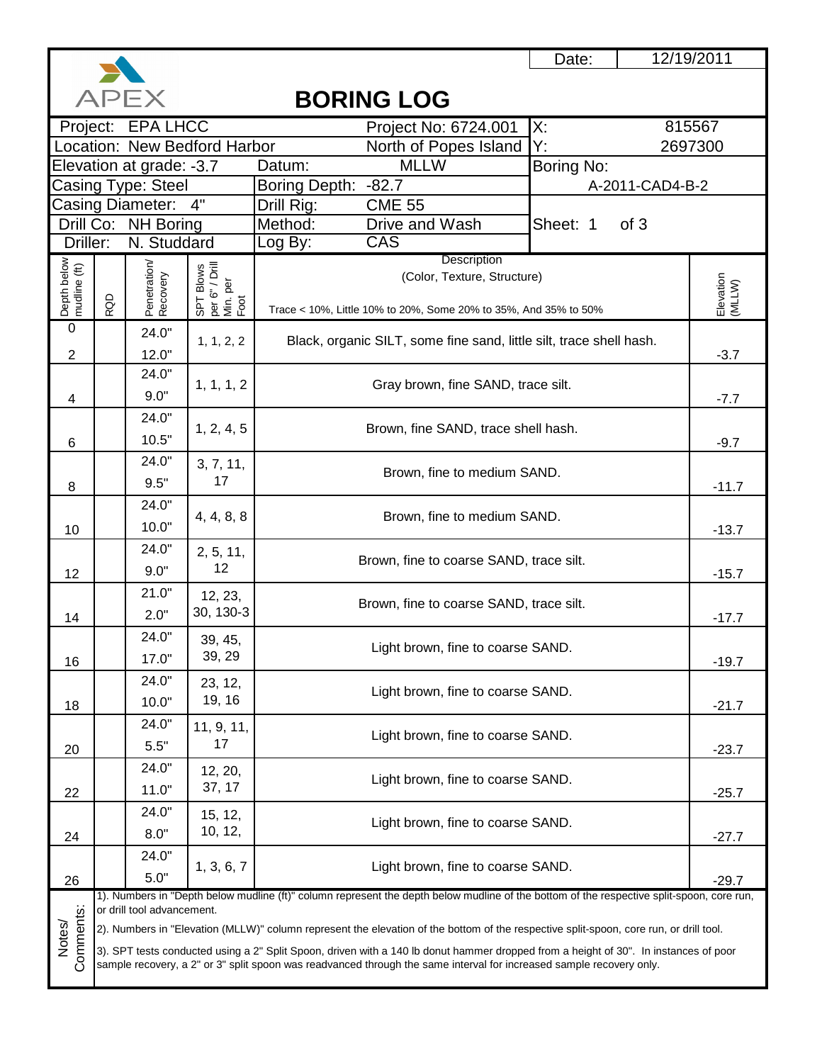APEX

Date: 12/19/2011

# BORING LOG

| | | | |
|---|---|---|---|
| Project: EPA LHCC | Project No: 6724.001 | X: | 815567 |
| Location: New Bedford Harbor | North of Popes Island | Y: | 2697300 |
| Elevation at grade: -3.7 | Datum: MLLW | Boring No: | |
| Casing Type: Steel | Boring Depth: -82.7 | A-2011-CAD4-B-2 | |
| Casing Diameter: 4" | Drill Rig: CME 55 | | |
| Drill Co: NH Boring | Method: Drive and Wash | Sheet: 1 of 3 | |
| Driller: N. Studdard | Log By: CAS | | |

| Depth below mudline (ft) | RQD | Penetration/ Recovery | SPT Blows per 6" / Drill Min. per Foot | Description (Color, Texture, Structure) Trace < 10%, Little 10% to 20%, Some 20% to 35%, And 35% to 50% | Elevation (MLLW) |
|---|---|---|---|---|---|
| 0 | | | | | |
| 2 | | 24.0" / 12.0" | 1, 1, 2, 2 | Black, organic SILT, some fine sand, little silt, trace shell hash. | -3.7 |
| 4 | | 24.0" / 9.0" | 1, 1, 1, 2 | Gray brown, fine SAND, trace silt. | -7.7 |
| 6 | | 24.0" / 10.5" | 1, 2, 4, 5 | Brown, fine SAND, trace shell hash. | -9.7 |
| 8 | | 24.0" / 9.5" | 3, 7, 11, 17 | Brown, fine to medium SAND. | -11.7 |
| 10 | | 24.0" / 10.0" | 4, 4, 8, 8 | Brown, fine to medium SAND. | -13.7 |
| 12 | | 24.0" / 9.0" | 2, 5, 11, 12 | Brown, fine to coarse SAND, trace silt. | -15.7 |
| 14 | | 21.0" / 2.0" | 12, 23, 30, 130-3 | Brown, fine to coarse SAND, trace silt. | -17.7 |
| 16 | | 24.0" / 17.0" | 39, 45, 39, 29 | Light brown, fine to coarse SAND. | -19.7 |
| 18 | | 24.0" / 10.0" | 23, 12, 19, 16 | Light brown, fine to coarse SAND. | -21.7 |
| 20 | | 24.0" / 5.5" | 11, 9, 11, 17 | Light brown, fine to coarse SAND. | -23.7 |
| 22 | | 24.0" / 11.0" | 12, 20, 37, 17 | Light brown, fine to coarse SAND. | -25.7 |
| 24 | | 24.0" / 8.0" | 15, 12, 10, 12, | Light brown, fine to coarse SAND. | -27.7 |
| 26 | | 24.0" / 5.0" | 1, 3, 6, 7 | Light brown, fine to coarse SAND. | -29.7 |

**Notes/ Comments:**

1). Numbers in "Depth below mudline (ft)" column represent the depth below mudline of the bottom of the respective split-spoon, core run, or drill tool advancement.

2). Numbers in "Elevation (MLLW)" column represent the elevation of the bottom of the respective split-spoon, core run, or drill tool.

3). SPT tests conducted using a 2" Split Spoon, driven with a 140 lb donut hammer dropped from a height of 30". In instances of poor sample recovery, a 2" or 3" split spoon was readvanced through the same interval for increased sample recovery only.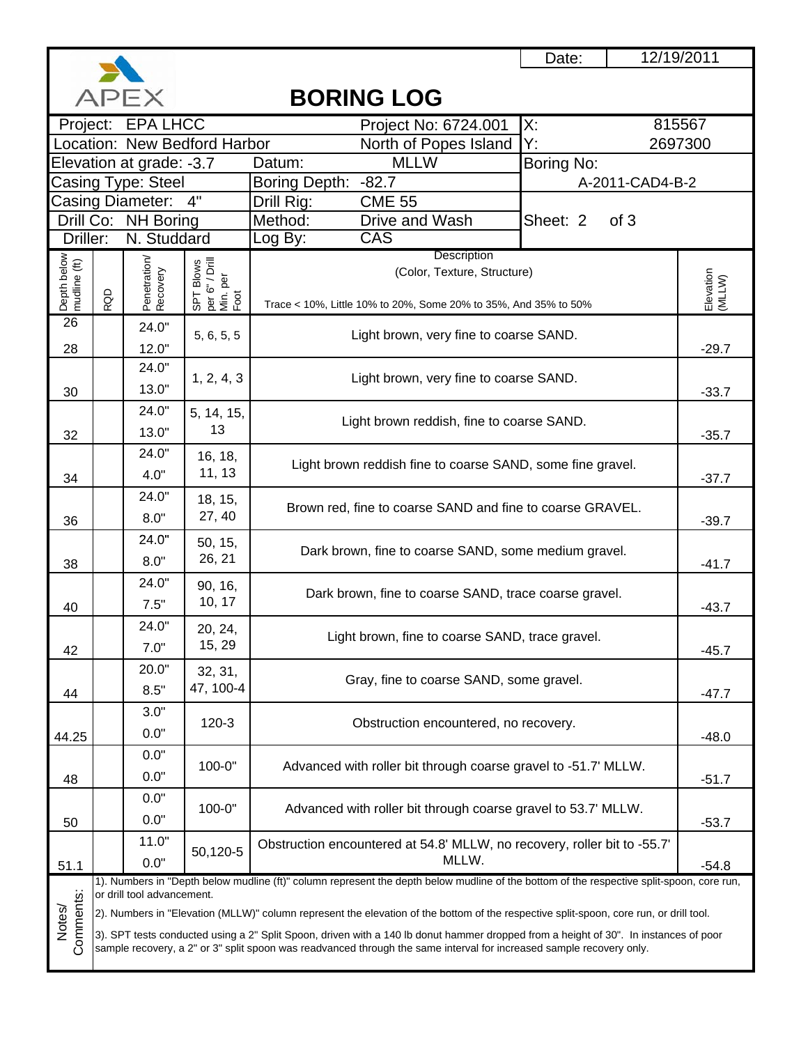Date: 12/19/2011

APEX

# BORING LOG

| Project: EPA LHCC | Project No: 6724.001 | X: 815567 |
|---|---|---|
| Location: New Bedford Harbor | North of Popes Island | Y: 2697300 |
| Elevation at grade: -3.7 | Datum: MLLW | Boring No: |
| Casing Type: Steel | Boring Depth: -82.7 | A-2011-CAD4-B-2 |
| Casing Diameter: 4" | Drill Rig: CME 55 | |
| Drill Co: NH Boring | Method: Drive and Wash | Sheet: 2 of 3 |
| Driller: N. Studdard | Log By: CAS | |

| Depth below mudline (ft) | RQD | Penetration/ Recovery | SPT Blows per 6" / Drill Min. per Foot | Description (Color, Texture, Structure) Trace < 10%, Little 10% to 20%, Some 20% to 35%, And 35% to 50% | Elevation (MLLW) |
|---|---|---|---|---|---|
| 26<br>28 | | 24.0"<br>12.0" | 5, 6, 5, 5 | Light brown, very fine to coarse SAND. | -29.7 |
| 30 | | 24.0"<br>13.0" | 1, 2, 4, 3 | Light brown, very fine to coarse SAND. | -33.7 |
| 32 | | 24.0"<br>13.0" | 5, 14, 15, 13 | Light brown reddish, fine to coarse SAND. | -35.7 |
| 34 | | 24.0"<br>4.0" | 16, 18, 11, 13 | Light brown reddish fine to coarse SAND, some fine gravel. | -37.7 |
| 36 | | 24.0"<br>8.0" | 18, 15, 27, 40 | Brown red, fine to coarse SAND and fine to coarse GRAVEL. | -39.7 |
| 38 | | 24.0"<br>8.0" | 50, 15, 26, 21 | Dark brown, fine to coarse SAND, some medium gravel. | -41.7 |
| 40 | | 24.0"<br>7.5" | 90, 16, 10, 17 | Dark brown, fine to coarse SAND, trace coarse gravel. | -43.7 |
| 42 | | 24.0"<br>7.0" | 20, 24, 15, 29 | Light brown, fine to coarse SAND, trace gravel. | -45.7 |
| 44 | | 20.0"<br>8.5" | 32, 31, 47, 100-4 | Gray, fine to coarse SAND, some gravel. | -47.7 |
| 44.25 | | 3.0"<br>0.0" | 120-3 | Obstruction encountered, no recovery. | -48.0 |
| 48 | | 0.0"<br>0.0" | 100-0" | Advanced with roller bit through coarse gravel to -51.7' MLLW. | -51.7 |
| 50 | | 0.0"<br>0.0" | 100-0" | Advanced with roller bit through coarse gravel to 53.7' MLLW. | -53.7 |
| 51.1 | | 11.0"<br>0.0" | 50,120-5 | Obstruction encountered at 54.8' MLLW, no recovery, roller bit to -55.7' MLLW. | -54.8 |

**Notes/ Comments:**

1). Numbers in "Depth below mudline (ft)" column represent the depth below mudline of the bottom of the respective split-spoon, core run, or drill tool advancement.

2). Numbers in "Elevation (MLLW)" column represent the elevation of the bottom of the respective split-spoon, core run, or drill tool.

3). SPT tests conducted using a 2" Split Spoon, driven with a 140 lb donut hammer dropped from a height of 30". In instances of poor sample recovery, a 2" or 3" split spoon was readvanced through the same interval for increased sample recovery only.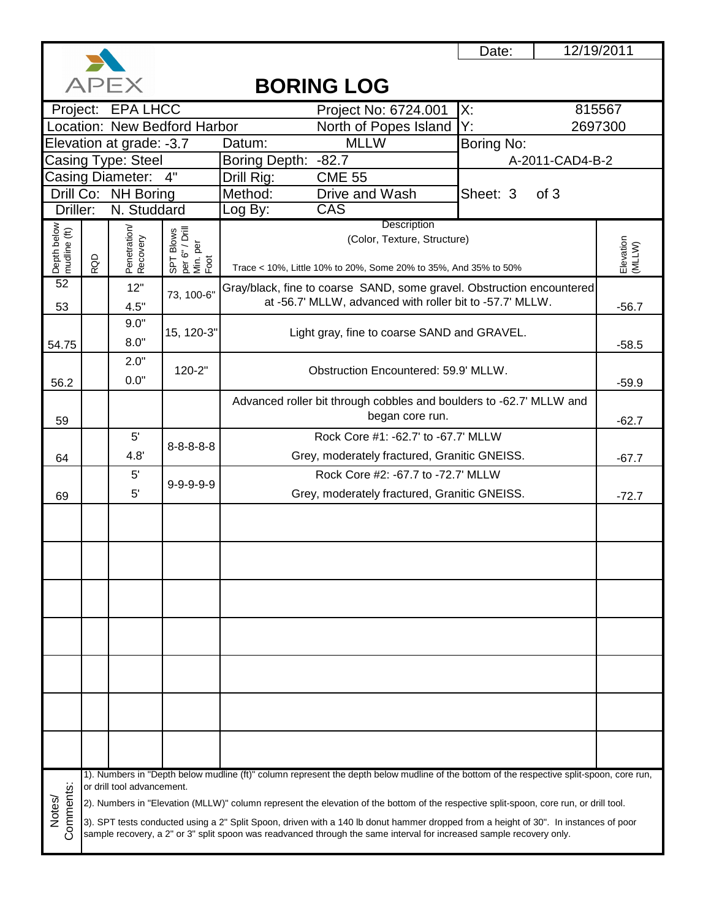Date: 12/19/2011

APEX

# BORING LOG

| | | | |
|---|---|---|---|
| Project: EPA LHCC | Project No: 6724.001 | X: | 815567 |
| Location: New Bedford Harbor | North of Popes Island | Y: | 2697300 |
| Elevation at grade: -3.7 | Datum: MLLW | Boring No: | |
| Casing Type: Steel | Boring Depth: -82.7 | A-2011-CAD4-B-2 | |
| Casing Diameter: 4" | Drill Rig: CME 55 | | |
| Drill Co: NH Boring | Method: Drive and Wash | Sheet: 3 of 3 | |
| Driller: N. Studdard | Log By: CAS | | |

| Depth below mudline (ft) | RQD | Penetration/ Recovery | SPT Blows per 6" / Drill Min. per Foot | Description (Color, Texture, Structure) Trace < 10%, Little 10% to 20%, Some 20% to 35%, And 35% to 50% | Elevation (MLLW) |
|---|---|---|---|---|---|
| 52<br>53 | | 12"<br>4.5" | 73, 100-6" | Gray/black, fine to coarse SAND, some gravel. Obstruction encountered at -56.7' MLLW, advanced with roller bit to -57.7' MLLW. | -56.7 |
| 54.75 | | 9.0"<br>8.0" | 15, 120-3" | Light gray, fine to coarse SAND and GRAVEL. | -58.5 |
| 56.2 | | 2.0"<br>0.0" | 120-2" | Obstruction Encountered: 59.9' MLLW. | -59.9 |
| 59 | | | | Advanced roller bit through cobbles and boulders to -62.7' MLLW and began core run. | -62.7 |
| 64 | | 5'<br>4.8' | 8-8-8-8-8 | Rock Core #1: -62.7' to -67.7' MLLW<br>Grey, moderately fractured, Granitic GNEISS. | -67.7 |
| 69 | | 5'<br>5' | 9-9-9-9-9 | Rock Core #2: -67.7 to -72.7' MLLW<br>Grey, moderately fractured, Granitic GNEISS. | -72.7 |
| | | | | | |
| | | | | | |
| | | | | | |
| | | | | | |
| | | | | | |
| | | | | | |
| | | | | | |

**Notes/ Comments:**

1). Numbers in "Depth below mudline (ft)" column represent the depth below mudline of the bottom of the respective split-spoon, core run, or drill tool advancement.

2). Numbers in "Elevation (MLLW)" column represent the elevation of the bottom of the respective split-spoon, core run, or drill tool.

3). SPT tests conducted using a 2" Split Spoon, driven with a 140 lb donut hammer dropped from a height of 30". In instances of poor sample recovery, a 2" or 3" split spoon was readvanced through the same interval for increased sample recovery only.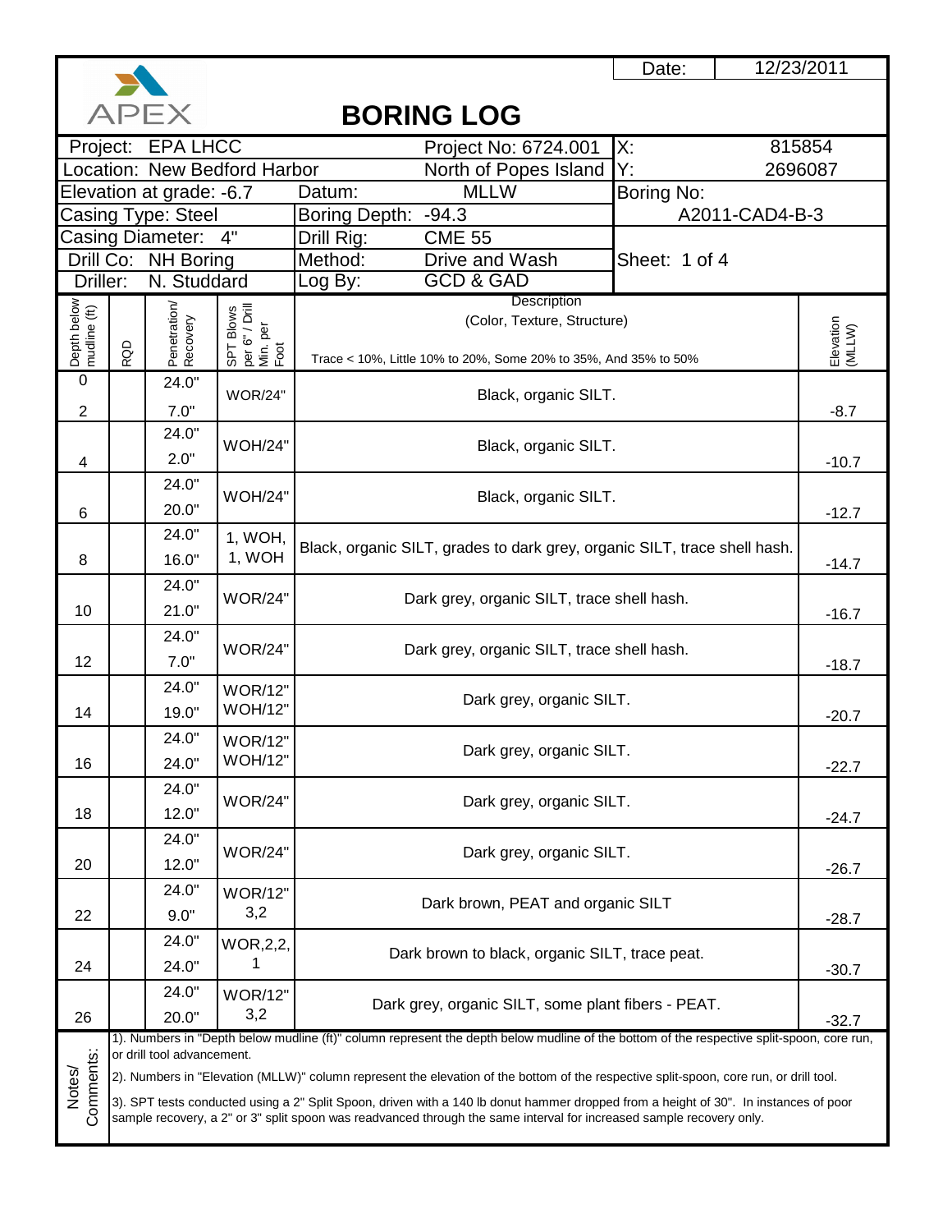APEX

# BORING LOG

| | | | |
|---|---|---|---|
| Date: | 12/23/2011 | | |
| Project: EPA LHCC | Project No: 6724.001 | X: | 815854 |
| Location: New Bedford Harbor | North of Popes Island | Y: | 2696087 |
| Elevation at grade: -6.7 | Datum: MLLW | Boring No: | |
| Casing Type: Steel | Boring Depth: -94.3 | A2011-CAD4-B-3 | |
| Casing Diameter: 4" | Drill Rig: CME 55 | | |
| Drill Co: NH Boring | Method: Drive and Wash | Sheet: 1 of 4 | |
| Driller: N. Studdard | Log By: GCD & GAD | | |

| Depth below mudline (ft) | RQD | Penetration/ Recovery | SPT Blows per 6" / Drill Min. per Foot | Description (Color, Texture, Structure) Trace < 10%, Little 10% to 20%, Some 20% to 35%, And 35% to 50% | Elevation (MLLW) |
|---|---|---|---|---|---|
| 0 | | 24.0" | | | |
| 2 | | 7.0" | WOR/24" | Black, organic SILT. | -8.7 |
| | | 24.0" | | | |
| 4 | | 2.0" | WOH/24" | Black, organic SILT. | -10.7 |
| | | 24.0" | | | |
| 6 | | 20.0" | WOH/24" | Black, organic SILT. | -12.7 |
| | | 24.0" | | | |
| 8 | | 16.0" | 1, WOH, 1, WOH | Black, organic SILT, grades to dark grey, organic SILT, trace shell hash. | -14.7 |
| | | 24.0" | | | |
| 10 | | 21.0" | WOR/24" | Dark grey, organic SILT, trace shell hash. | -16.7 |
| | | 24.0" | | | |
| 12 | | 7.0" | WOR/24" | Dark grey, organic SILT, trace shell hash. | -18.7 |
| | | 24.0" | | | |
| 14 | | 19.0" | WOR/12" WOH/12" | Dark grey, organic SILT. | -20.7 |
| | | 24.0" | | | |
| 16 | | 24.0" | WOR/12" WOH/12" | Dark grey, organic SILT. | -22.7 |
| | | 24.0" | | | |
| 18 | | 12.0" | WOR/24" | Dark grey, organic SILT. | -24.7 |
| | | 24.0" | | | |
| 20 | | 12.0" | WOR/24" | Dark grey, organic SILT. | -26.7 |
| | | 24.0" | | | |
| 22 | | 9.0" | WOR/12" 3,2 | Dark brown, PEAT and organic SILT | -28.7 |
| | | 24.0" | | | |
| 24 | | 24.0" | WOR,2,2, 1 | Dark brown to black, organic SILT, trace peat. | -30.7 |
| | | 24.0" | | | |
| 26 | | 20.0" | WOR/12" 3,2 | Dark grey, organic SILT, some plant fibers - PEAT. | -32.7 |

**Notes/ Comments:**

1). Numbers in "Depth below mudline (ft)" column represent the depth below mudline of the bottom of the respective split-spoon, core run, or drill tool advancement.

2). Numbers in "Elevation (MLLW)" column represent the elevation of the bottom of the respective split-spoon, core run, or drill tool.

3). SPT tests conducted using a 2" Split Spoon, driven with a 140 lb donut hammer dropped from a height of 30". In instances of poor sample recovery, a 2" or 3" split spoon was readvanced through the same interval for increased sample recovery only.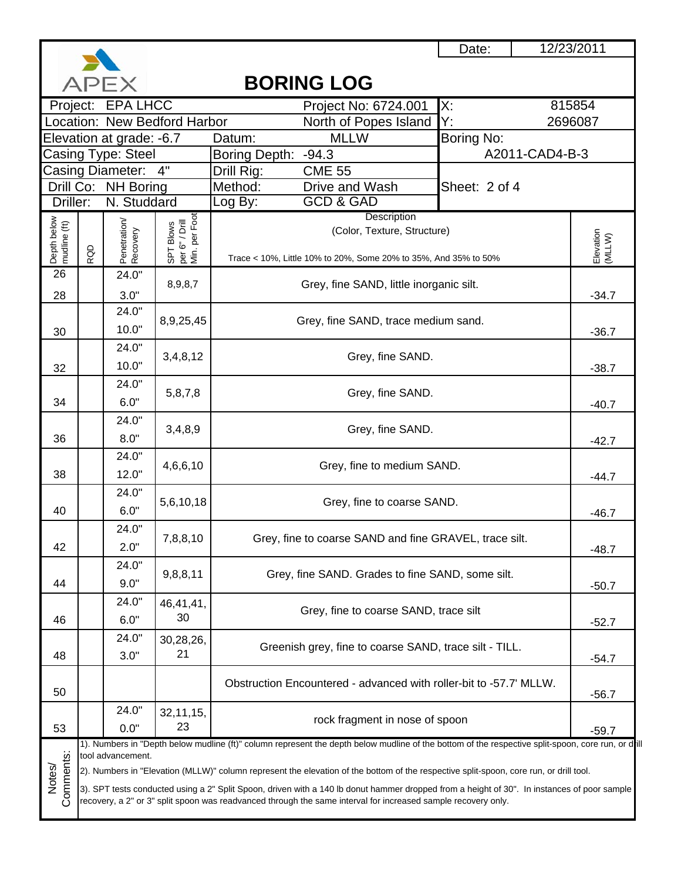APEX

# BORING LOG

| | | | |
|---|---|---|---|
| Project: EPA LHCC | Project No: 6724.001 | X: | 815854 |
| Location: New Bedford Harbor | North of Popes Island | Y: | 2696087 |
| Elevation at grade: -6.7 | Datum: MLLW | Boring No: | |
| Casing Type: Steel | Boring Depth: -94.3 | A2011-CAD4-B-3 | |
| Casing Diameter: 4" | Drill Rig: CME 55 | | |
| Drill Co: NH Boring | Method: Drive and Wash | Sheet: 2 of 4 | |
| Driller: N. Studdard | Log By: GCD & GAD | | |

Date: 12/23/2011

| Depth below mudline (ft) | RQD | Penetration/ Recovery | SPT Blows per 6" / Drill Min. per Foot | Description (Color, Texture, Structure) Trace < 10%, Little 10% to 20%, Some 20% to 35%, And 35% to 50% | Elevation (MLLW) |
|---|---|---|---|---|---|
| 26<br>28 | | 24.0"<br>3.0" | 8,9,8,7 | Grey, fine SAND, little inorganic silt. | -34.7 |
| 30 | | 24.0"<br>10.0" | 8,9,25,45 | Grey, fine SAND, trace medium sand. | -36.7 |
| 32 | | 24.0"<br>10.0" | 3,4,8,12 | Grey, fine SAND. | -38.7 |
| 34 | | 24.0"<br>6.0" | 5,8,7,8 | Grey, fine SAND. | -40.7 |
| 36 | | 24.0"<br>8.0" | 3,4,8,9 | Grey, fine SAND. | -42.7 |
| 38 | | 24.0"<br>12.0" | 4,6,6,10 | Grey, fine to medium SAND. | -44.7 |
| 40 | | 24.0"<br>6.0" | 5,6,10,18 | Grey, fine to coarse SAND. | -46.7 |
| 42 | | 24.0"<br>2.0" | 7,8,8,10 | Grey, fine to coarse SAND and fine GRAVEL, trace silt. | -48.7 |
| 44 | | 24.0"<br>9.0" | 9,8,8,11 | Grey, fine SAND. Grades to fine SAND, some silt. | -50.7 |
| 46 | | 24.0"<br>6.0" | 46,41,41, 30 | Grey, fine to coarse SAND, trace silt | -52.7 |
| 48 | | 24.0"<br>3.0" | 30,28,26, 21 | Greenish grey, fine to coarse SAND, trace silt - TILL. | -54.7 |
| 50 | | | | Obstruction Encountered - advanced with roller-bit to -57.7' MLLW. | -56.7 |
| 53 | | 24.0"<br>0.0" | 32,11,15, 23 | rock fragment in nose of spoon | -59.7 |

**Notes/ Comments:**

1). Numbers in "Depth below mudline (ft)" column represent the depth below mudline of the bottom of the respective split-spoon, core run, or drill tool advancement.

2). Numbers in "Elevation (MLLW)" column represent the elevation of the bottom of the respective split-spoon, core run, or drill tool.

3). SPT tests conducted using a 2" Split Spoon, driven with a 140 lb donut hammer dropped from a height of 30". In instances of poor sample recovery, a 2" or 3" split spoon was readvanced through the same interval for increased sample recovery only.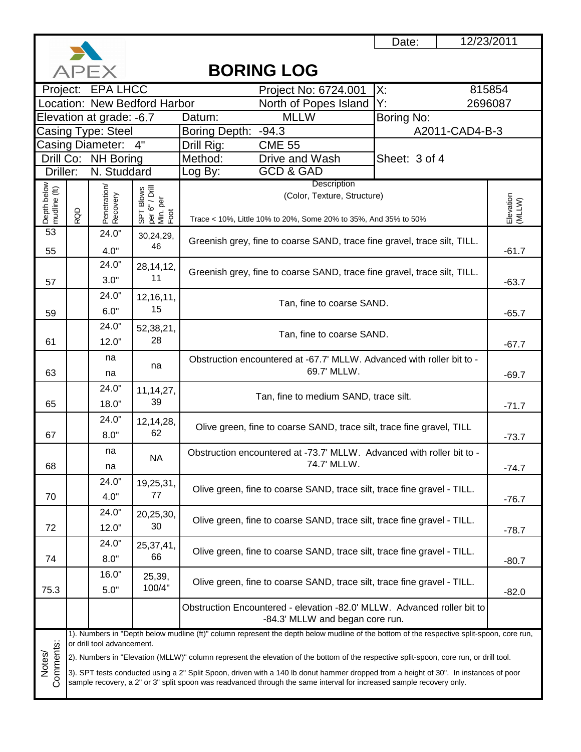Date: 12/23/2011

APEX

# BORING LOG

| | | | |
|---|---|---|---|
| Project: EPA LHCC | Project No: 6724.001 | X: | 815854 |
| Location: New Bedford Harbor | North of Popes Island | Y: | 2696087 |
| Elevation at grade: -6.7 | Datum: MLLW | Boring No: | |
| Casing Type: Steel | Boring Depth: -94.3 | A2011-CAD4-B-3 | |
| Casing Diameter: 4" | Drill Rig: CME 55 | | |
| Drill Co: NH Boring | Method: Drive and Wash | Sheet: 3 of 4 | |
| Driller: N. Studdard | Log By: GCD & GAD | | |

| Depth below mudline (ft) | RQD | Penetration/ Recovery | SPT Blows per 6" / Drill Min. per Foot | Description (Color, Texture, Structure) Trace < 10%, Little 10% to 20%, Some 20% to 35%, And 35% to 50% | Elevation (MLLW) |
|---|---|---|---|---|---|
| 53 / 55 | | 24.0" / 4.0" | 30,24,29, 46 | Greenish grey, fine to coarse SAND, trace fine gravel, trace silt, TILL. | -61.7 |
| 57 | | 24.0" / 3.0" | 28,14,12, 11 | Greenish grey, fine to coarse SAND, trace fine gravel, trace silt, TILL. | -63.7 |
| 59 | | 24.0" / 6.0" | 12,16,11, 15 | Tan, fine to coarse SAND. | -65.7 |
| 61 | | 24.0" / 12.0" | 52,38,21, 28 | Tan, fine to coarse SAND. | -67.7 |
| 63 | | na / na | na | Obstruction encountered at -67.7' MLLW. Advanced with roller bit to -69.7' MLLW. | -69.7 |
| 65 | | 24.0" / 18.0" | 11,14,27, 39 | Tan, fine to medium SAND, trace silt. | -71.7 |
| 67 | | 24.0" / 8.0" | 12,14,28, 62 | Olive green, fine to coarse SAND, trace silt, trace fine gravel, TILL | -73.7 |
| 68 | | na / na | NA | Obstruction encountered at -73.7' MLLW. Advanced with roller bit to -74.7' MLLW. | -74.7 |
| 70 | | 24.0" / 4.0" | 19,25,31, 77 | Olive green, fine to coarse SAND, trace silt, trace fine gravel - TILL. | -76.7 |
| 72 | | 24.0" / 12.0" | 20,25,30, 30 | Olive green, fine to coarse SAND, trace silt, trace fine gravel - TILL. | -78.7 |
| 74 | | 24.0" / 8.0" | 25,37,41, 66 | Olive green, fine to coarse SAND, trace silt, trace fine gravel - TILL. | -80.7 |
| 75.3 | | 16.0" / 5.0" | 25,39, 100/4" | Olive green, fine to coarse SAND, trace silt, trace fine gravel - TILL. | -82.0 |
| | | | | Obstruction Encountered - elevation -82.0' MLLW. Advanced roller bit to -84.3' MLLW and began core run. | |

**Notes/ Comments:**

1). Numbers in "Depth below mudline (ft)" column represent the depth below mudline of the bottom of the respective split-spoon, core run, or drill tool advancement.

2). Numbers in "Elevation (MLLW)" column represent the elevation of the bottom of the respective split-spoon, core run, or drill tool.

3). SPT tests conducted using a 2" Split Spoon, driven with a 140 lb donut hammer dropped from a height of 30". In instances of poor sample recovery, a 2" or 3" split spoon was readvanced through the same interval for increased sample recovery only.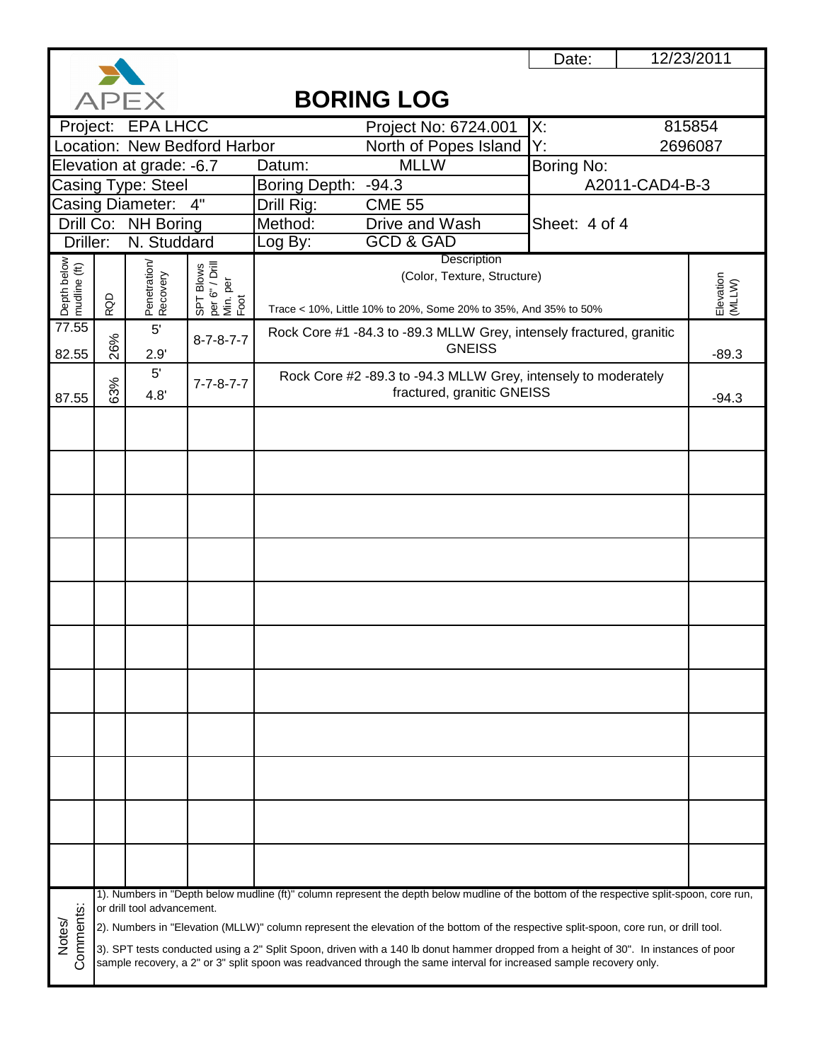APEX

# BORING LOG

| | | | |
|---|---|---|---|
| Date: | 12/23/2011 | | |
| Project: EPA LHCC | Project No: 6724.001 | X: | 815854 |
| Location: New Bedford Harbor | North of Popes Island | Y: | 2696087 |
| Elevation at grade: -6.7 | Datum: MLLW | Boring No: | |
| Casing Type: Steel | Boring Depth: -94.3 | A2011-CAD4-B-3 | |
| Casing Diameter: 4" | Drill Rig: CME 55 | | |
| Drill Co: NH Boring | Method: Drive and Wash | Sheet: 4 of 4 | |
| Driller: N. Studdard | Log By: GCD & GAD | | |

| Depth below mudline (ft) | RQD | Penetration/ Recovery | SPT Blows per 6" / Drill Min. per Foot | Description (Color, Texture, Structure) Trace < 10%, Little 10% to 20%, Some 20% to 35%, And 35% to 50% | Elevation (MLLW) |
|---|---|---|---|---|---|
| 77.55 | | 5' | 8-7-8-7-7 | Rock Core #1 -84.3 to -89.3 MLLW Grey, intensely fractured, granitic GNEISS | |
| 82.55 | 26% | 2.9' | | | -89.3 |
| | | 5' | 7-7-8-7-7 | Rock Core #2 -89.3 to -94.3 MLLW Grey, intensely to moderately fractured, granitic GNEISS | |
| 87.55 | 63% | 4.8' | | | -94.3 |

**Notes/ Comments:**

1). Numbers in "Depth below mudline (ft)" column represent the depth below mudline of the bottom of the respective split-spoon, core run, or drill tool advancement.

2). Numbers in "Elevation (MLLW)" column represent the elevation of the bottom of the respective split-spoon, core run, or drill tool.

3). SPT tests conducted using a 2" Split Spoon, driven with a 140 lb donut hammer dropped from a height of 30". In instances of poor sample recovery, a 2" or 3" split spoon was readvanced through the same interval for increased sample recovery only.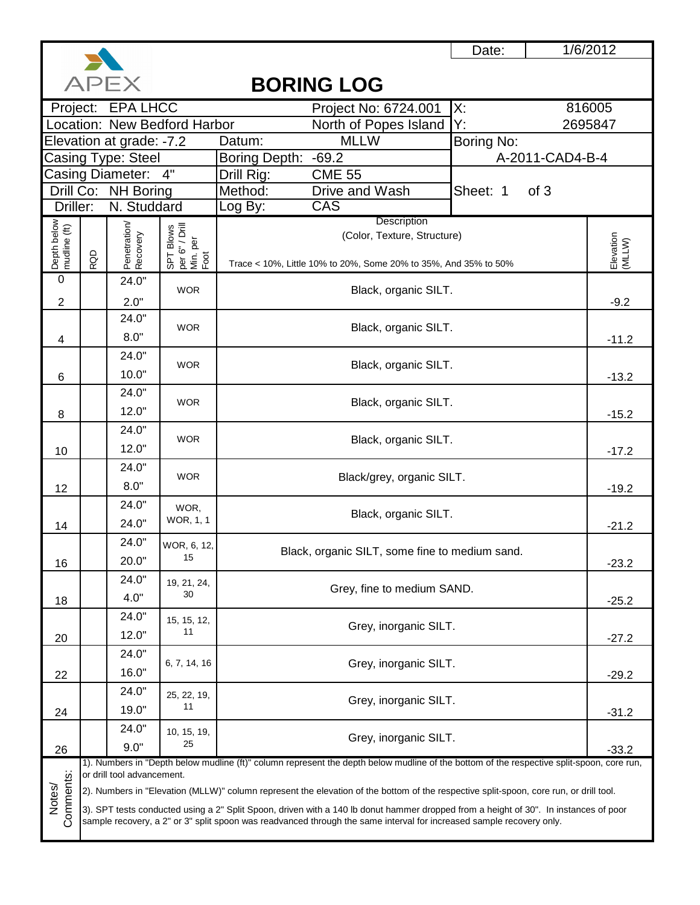APEX

# BORING LOG

| | | | |
|---|---|---|---|
| | | Date: | 1/6/2012 |
| Project: EPA LHCC | Project No: 6724.001 | X: | 816005 |
| Location: New Bedford Harbor | North of Popes Island | Y: | 2695847 |
| Elevation at grade: -7.2 | Datum: MLLW | Boring No: | |
| Casing Type: Steel | Boring Depth: -69.2 | A-2011-CAD4-B-4 | |
| Casing Diameter: 4" | Drill Rig: CME 55 | | |
| Drill Co: NH Boring | Method: Drive and Wash | Sheet: 1 | of 3 |
| Driller: N. Studdard | Log By: CAS | | |

| Depth below mudline (ft) | RQD | Penetration/ Recovery | SPT Blows per 6" / Drill Min. per Foot | Description (Color, Texture, Structure) Trace < 10%, Little 10% to 20%, Some 20% to 35%, And 35% to 50% | Elevation (MLLW) |
|---|---|---|---|---|---|
| 0 | | | | | |
| 2 | | 24.0" / 2.0" | WOR | Black, organic SILT. | -9.2 |
| 4 | | 24.0" / 8.0" | WOR | Black, organic SILT. | -11.2 |
| 6 | | 24.0" / 10.0" | WOR | Black, organic SILT. | -13.2 |
| 8 | | 24.0" / 12.0" | WOR | Black, organic SILT. | -15.2 |
| 10 | | 24.0" / 12.0" | WOR | Black, organic SILT. | -17.2 |
| 12 | | 24.0" / 8.0" | WOR | Black/grey, organic SILT. | -19.2 |
| 14 | | 24.0" / 24.0" | WOR, WOR, 1, 1 | Black, organic SILT. | -21.2 |
| 16 | | 24.0" / 20.0" | WOR, 6, 12, 15 | Black, organic SILT, some fine to medium sand. | -23.2 |
| 18 | | 24.0" / 4.0" | 19, 21, 24, 30 | Grey, fine to medium SAND. | -25.2 |
| 20 | | 24.0" / 12.0" | 15, 15, 12, 11 | Grey, inorganic SILT. | -27.2 |
| 22 | | 24.0" / 16.0" | 6, 7, 14, 16 | Grey, inorganic SILT. | -29.2 |
| 24 | | 24.0" / 19.0" | 25, 22, 19, 11 | Grey, inorganic SILT. | -31.2 |
| 26 | | 24.0" / 9.0" | 10, 15, 19, 25 | Grey, inorganic SILT. | -33.2 |

**Notes/ Comments:**

1). Numbers in "Depth below mudline (ft)" column represent the depth below mudline of the bottom of the respective split-spoon, core run, or drill tool advancement.

2). Numbers in "Elevation (MLLW)" column represent the elevation of the bottom of the respective split-spoon, core run, or drill tool.

3). SPT tests conducted using a 2" Split Spoon, driven with a 140 lb donut hammer dropped from a height of 30". In instances of poor sample recovery, a 2" or 3" split spoon was readvanced through the same interval for increased sample recovery only.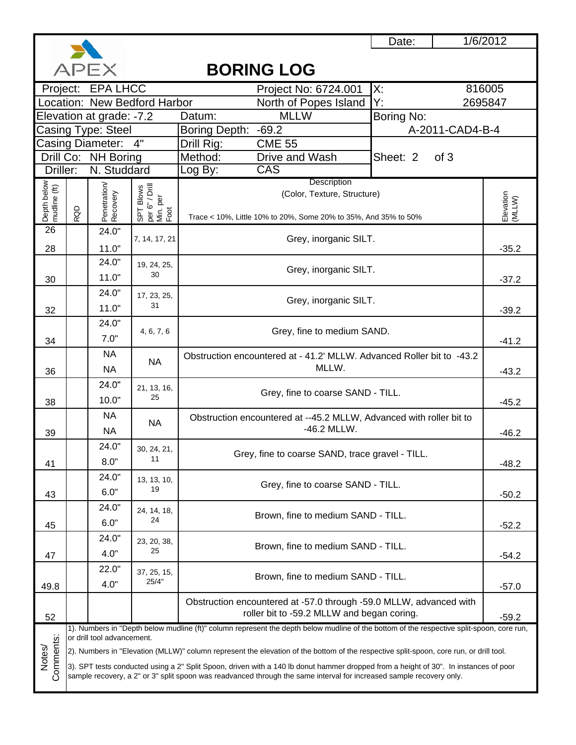APEX

# BORING LOG

| | | | |
|---|---|---|---|
| | | Date: | 1/6/2012 |
| Project: EPA LHCC | Project No: 6724.001 | X: | 816005 |
| Location: New Bedford Harbor | North of Popes Island | Y: | 2695847 |
| Elevation at grade: -7.2 | Datum: MLLW | Boring No: | |
| Casing Type: Steel | Boring Depth: -69.2 | A-2011-CAD4-B-4 | |
| Casing Diameter: 4" | Drill Rig: CME 55 | | |
| Drill Co: NH Boring | Method: Drive and Wash | Sheet: 2 of 3 | |
| Driller: N. Studdard | Log By: CAS | | |

| Depth below mudline (ft) | RQD | Penetration/ Recovery | SPT Blows per 6" / Drill Min. per Foot | Description (Color, Texture, Structure) Trace < 10%, Little 10% to 20%, Some 20% to 35%, And 35% to 50% | Elevation (MLLW) |
|---|---|---|---|---|---|
| 26<br>28 | | 24.0"<br>11.0" | 7, 14, 17, 21 | Grey, inorganic SILT. | -35.2 |
| 30 | | 24.0"<br>11.0" | 19, 24, 25, 30 | Grey, inorganic SILT. | -37.2 |
| 32 | | 24.0"<br>11.0" | 17, 23, 25, 31 | Grey, inorganic SILT. | -39.2 |
| 34 | | 24.0"<br>7.0" | 4, 6, 7, 6 | Grey, fine to medium SAND. | -41.2 |
| 36 | | NA<br>NA | NA | Obstruction encountered at - 41.2' MLLW. Advanced Roller bit to -43.2 MLLW. | -43.2 |
| 38 | | 24.0"<br>10.0" | 21, 13, 16, 25 | Grey, fine to coarse SAND - TILL. | -45.2 |
| 39 | | NA<br>NA | NA | Obstruction encountered at --45.2 MLLW, Advanced with roller bit to -46.2 MLLW. | -46.2 |
| 41 | | 24.0"<br>8.0" | 30, 24, 21, 11 | Grey, fine to coarse SAND, trace gravel - TILL. | -48.2 |
| 43 | | 24.0"<br>6.0" | 13, 13, 10, 19 | Grey, fine to coarse SAND - TILL. | -50.2 |
| 45 | | 24.0"<br>6.0" | 24, 14, 18, 24 | Brown, fine to medium SAND - TILL. | -52.2 |
| 47 | | 24.0"<br>4.0" | 23, 20, 38, 25 | Brown, fine to medium SAND - TILL. | -54.2 |
| 49.8 | | 22.0"<br>4.0" | 37, 25, 15, 25/4" | Brown, fine to medium SAND - TILL. | -57.0 |
| 52 | | | | Obstruction encountered at -57.0 through -59.0 MLLW, advanced with roller bit to -59.2 MLLW and began coring. | -59.2 |

**Notes/ Comments:**

1). Numbers in "Depth below mudline (ft)" column represent the depth below mudline of the bottom of the respective split-spoon, core run, or drill tool advancement.

2). Numbers in "Elevation (MLLW)" column represent the elevation of the bottom of the respective split-spoon, core run, or drill tool.

3). SPT tests conducted using a 2" Split Spoon, driven with a 140 lb donut hammer dropped from a height of 30". In instances of poor sample recovery, a 2" or 3" split spoon was readvanced through the same interval for increased sample recovery only.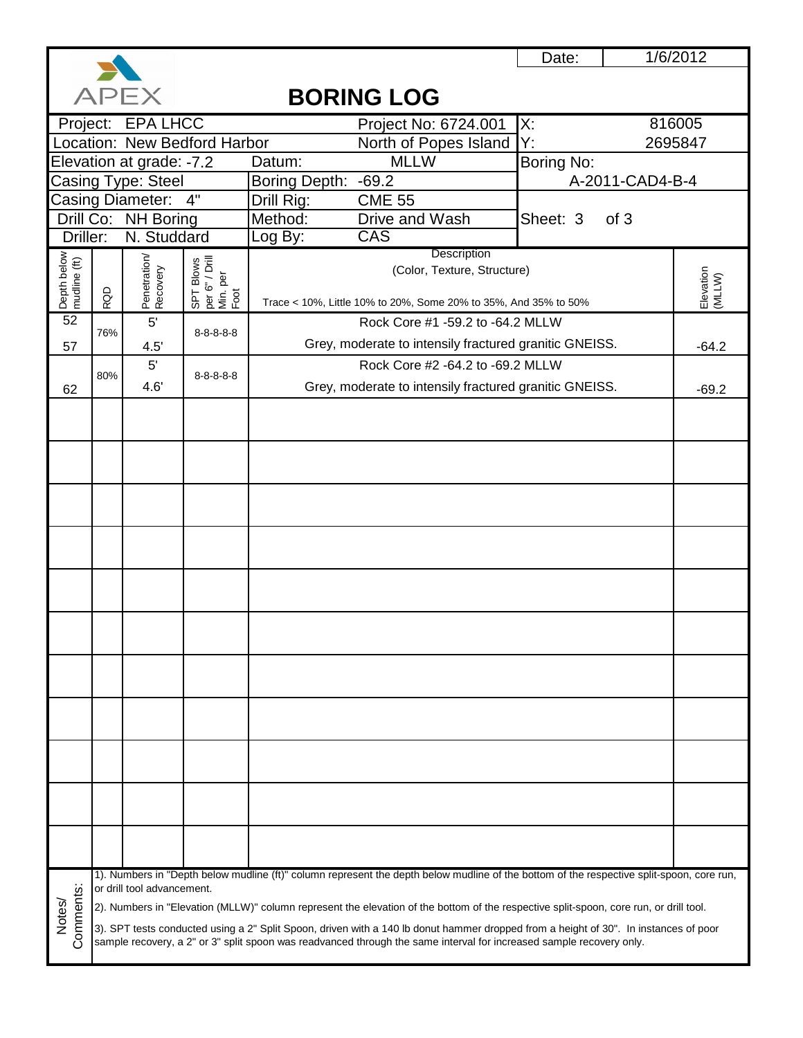APEX

# BORING LOG

| | | | |
|---|---|---|---|
| | | Date: | 1/6/2012 |
| Project: EPA LHCC | Project No: 6724.001 | X: | 816005 |
| Location: New Bedford Harbor | North of Popes Island | Y: | 2695847 |
| Elevation at grade: -7.2 | Datum: MLLW | Boring No: | |
| Casing Type: Steel | Boring Depth: -69.2 | A-2011-CAD4-B-4 | |
| Casing Diameter: 4" | Drill Rig: CME 55 | | |
| Drill Co: NH Boring | Method: Drive and Wash | Sheet: 3 of 3 | |
| Driller: N. Studdard | Log By: CAS | | |

| Depth below mudline (ft) | RQD | Penetration/ Recovery | SPT Blows per 6" / Drill Min. per Foot | Description (Color, Texture, Structure) Trace < 10%, Little 10% to 20%, Some 20% to 35%, And 35% to 50% | Elevation (MLLW) |
|---|---|---|---|---|---|
| 52 | 76% | 5' | 8-8-8-8-8 | Rock Core #1 -59.2 to -64.2 MLLW | |
| 57 | | 4.5' | | Grey, moderate to intensily fractured granitic GNEISS. | -64.2 |
| | 80% | 5' | 8-8-8-8-8 | Rock Core #2 -64.2 to -69.2 MLLW | |
| 62 | | 4.6' | | Grey, moderate to intensily fractured granitic GNEISS. | -69.2 |

Notes/ Comments:

1). Numbers in "Depth below mudline (ft)" column represent the depth below mudline of the bottom of the respective split-spoon, core run, or drill tool advancement.

2). Numbers in "Elevation (MLLW)" column represent the elevation of the bottom of the respective split-spoon, core run, or drill tool.

3). SPT tests conducted using a 2" Split Spoon, driven with a 140 lb donut hammer dropped from a height of 30". In instances of poor sample recovery, a 2" or 3" split spoon was readvanced through the same interval for increased sample recovery only.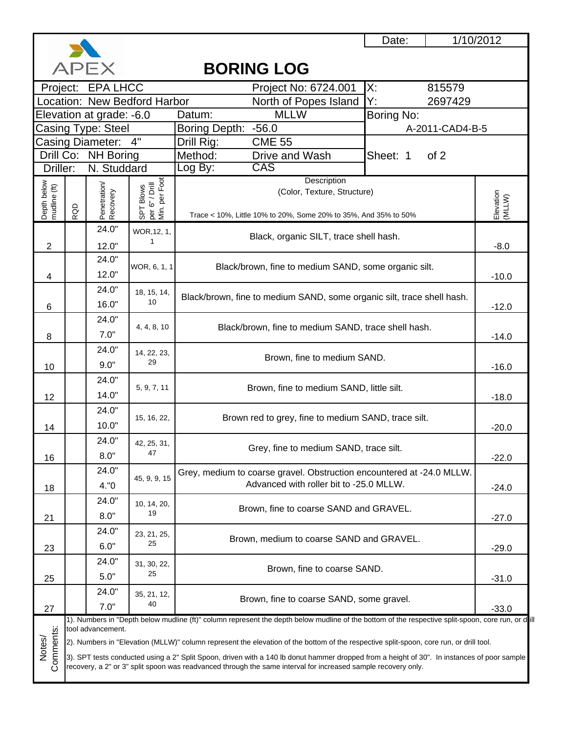APEX

# BORING LOG

| | | | |
|---|---|---|---|
| Date: | 1/10/2012 | | |
| Project: EPA LHCC | Project No: 6724.001 | X: | 815579 |
| Location: New Bedford Harbor | North of Popes Island | Y: | 2697429 |
| Elevation at grade: -6.0 | Datum: MLLW | Boring No: | |
| Casing Type: Steel | Boring Depth: -56.0 | A-2011-CAD4-B-5 | |
| Casing Diameter: 4" | Drill Rig: CME 55 | | |
| Drill Co: NH Boring | Method: Drive and Wash | Sheet: 1 of 2 | |
| Driller: N. Studdard | Log By: CAS | | |

| Depth below mudline (ft) | RQD | Penetration/ Recovery | SPT Blows per 6" / Drill Min. per Foot | Description (Color, Texture, Structure) Trace < 10%, Little 10% to 20%, Some 20% to 35%, And 35% to 50% | Elevation (MLLW) |
|---|---|---|---|---|---|
| 2 | | 24.0" / 12.0" | WOR,12, 1, 1 | Black, organic SILT, trace shell hash. | -8.0 |
| 4 | | 24.0" / 12.0" | WOR, 6, 1, 1 | Black/brown, fine to medium SAND, some organic silt. | -10.0 |
| 6 | | 24.0" / 16.0" | 18, 15, 14, 10 | Black/brown, fine to medium SAND, some organic silt, trace shell hash. | -12.0 |
| 8 | | 24.0" / 7.0" | 4, 4, 8, 10 | Black/brown, fine to medium SAND, trace shell hash. | -14.0 |
| 10 | | 24.0" / 9.0" | 14, 22, 23, 29 | Brown, fine to medium SAND. | -16.0 |
| 12 | | 24.0" / 14.0" | 5, 9, 7, 11 | Brown, fine to medium SAND, little silt. | -18.0 |
| 14 | | 24.0" / 10.0" | 15, 16, 22, | Brown red to grey, fine to medium SAND, trace silt. | -20.0 |
| 16 | | 24.0" / 8.0" | 42, 25, 31, 47 | Grey, fine to medium SAND, trace silt. | -22.0 |
| 18 | | 24.0" / 4."0 | 45, 9, 9, 15 | Grey, medium to coarse gravel. Obstruction encountered at -24.0 MLLW. Advanced with roller bit to -25.0 MLLW. | -24.0 |
| 21 | | 24.0" / 8.0" | 10, 14, 20, 19 | Brown, fine to coarse SAND and GRAVEL. | -27.0 |
| 23 | | 24.0" / 6.0" | 23, 21, 25, 25 | Brown, medium to coarse SAND and GRAVEL. | -29.0 |
| 25 | | 24.0" / 5.0" | 31, 30, 22, 25 | Brown, fine to coarse SAND. | -31.0 |
| 27 | | 24.0" / 7.0" | 35, 21, 12, 40 | Brown, fine to coarse SAND, some gravel. | -33.0 |

**Notes/ Comments:**

1). Numbers in "Depth below mudline (ft)" column represent the depth below mudline of the bottom of the respective split-spoon, core run, or drill tool advancement.

2). Numbers in "Elevation (MLLW)" column represent the elevation of the bottom of the respective split-spoon, core run, or drill tool.

3). SPT tests conducted using a 2" Split Spoon, driven with a 140 lb donut hammer dropped from a height of 30". In instances of poor sample recovery, a 2" or 3" split spoon was readvanced through the same interval for increased sample recovery only.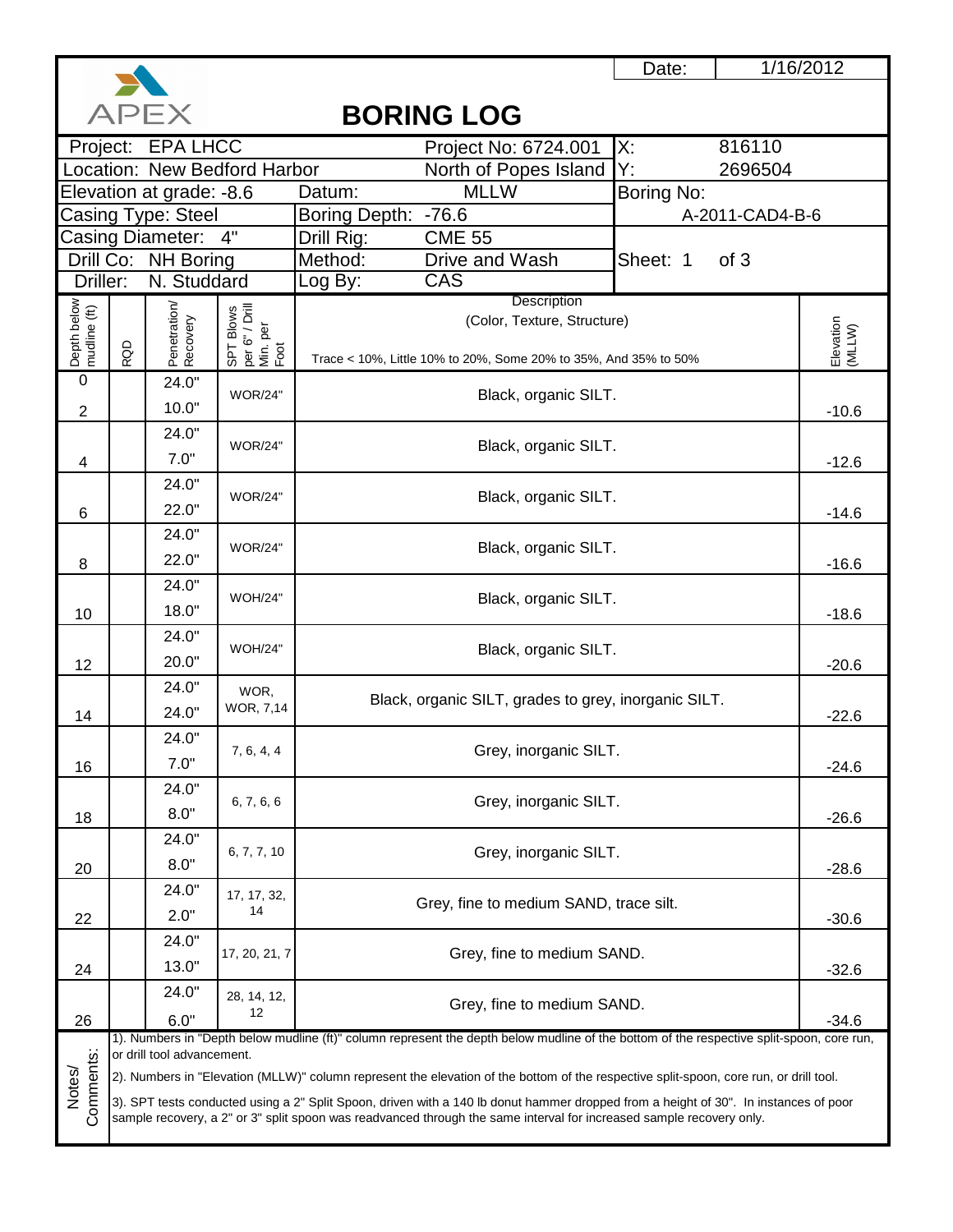APEX

# BORING LOG

| | | | |
|---|---|---|---|
| Date: | 1/16/2012 | | |
| Project: EPA LHCC | Project No: 6724.001 | X: | 816110 |
| Location: New Bedford Harbor | North of Popes Island | Y: | 2696504 |
| Elevation at grade: -8.6 | Datum: MLLW | Boring No: | |
| Casing Type: Steel | Boring Depth: -76.6 | A-2011-CAD4-B-6 | |
| Casing Diameter: 4" | Drill Rig: CME 55 | | |
| Drill Co: NH Boring | Method: Drive and Wash | Sheet: 1 of 3 | |
| Driller: N. Studdard | Log By: CAS | | |

| Depth below mudline (ft) | RQD | Penetration/ Recovery | SPT Blows per 6" / Drill Min. per Foot | Description (Color, Texture, Structure) Trace < 10%, Little 10% to 20%, Some 20% to 35%, And 35% to 50% | Elevation (MLLW) |
|---|---|---|---|---|---|
| 0 | | 24.0" | | | |
| 2 | | 10.0" | WOR/24" | Black, organic SILT. | -10.6 |
| | | 24.0" | | | |
| 4 | | 7.0" | WOR/24" | Black, organic SILT. | -12.6 |
| | | 24.0" | | | |
| 6 | | 22.0" | WOR/24" | Black, organic SILT. | -14.6 |
| | | 24.0" | | | |
| 8 | | 22.0" | WOR/24" | Black, organic SILT. | -16.6 |
| | | 24.0" | | | |
| 10 | | 18.0" | WOH/24" | Black, organic SILT. | -18.6 |
| | | 24.0" | | | |
| 12 | | 20.0" | WOH/24" | Black, organic SILT. | -20.6 |
| | | 24.0" | | | |
| 14 | | 24.0" | WOR, WOR, 7,14 | Black, organic SILT, grades to grey, inorganic SILT. | -22.6 |
| | | 24.0" | | | |
| 16 | | 7.0" | 7, 6, 4, 4 | Grey, inorganic SILT. | -24.6 |
| | | 24.0" | | | |
| 18 | | 8.0" | 6, 7, 6, 6 | Grey, inorganic SILT. | -26.6 |
| | | 24.0" | | | |
| 20 | | 8.0" | 6, 7, 7, 10 | Grey, inorganic SILT. | -28.6 |
| | | 24.0" | | | |
| 22 | | 2.0" | 17, 17, 32, 14 | Grey, fine to medium SAND, trace silt. | -30.6 |
| | | 24.0" | | | |
| 24 | | 13.0" | 17, 20, 21, 7 | Grey, fine to medium SAND. | -32.6 |
| | | 24.0" | | | |
| 26 | | 6.0" | 28, 14, 12, 12 | Grey, fine to medium SAND. | -34.6 |

**Notes/ Comments:**

1). Numbers in "Depth below mudline (ft)" column represent the depth below mudline of the bottom of the respective split-spoon, core run, or drill tool advancement.

2). Numbers in "Elevation (MLLW)" column represent the elevation of the bottom of the respective split-spoon, core run, or drill tool.

3). SPT tests conducted using a 2" Split Spoon, driven with a 140 lb donut hammer dropped from a height of 30". In instances of poor sample recovery, a 2" or 3" split spoon was readvanced through the same interval for increased sample recovery only.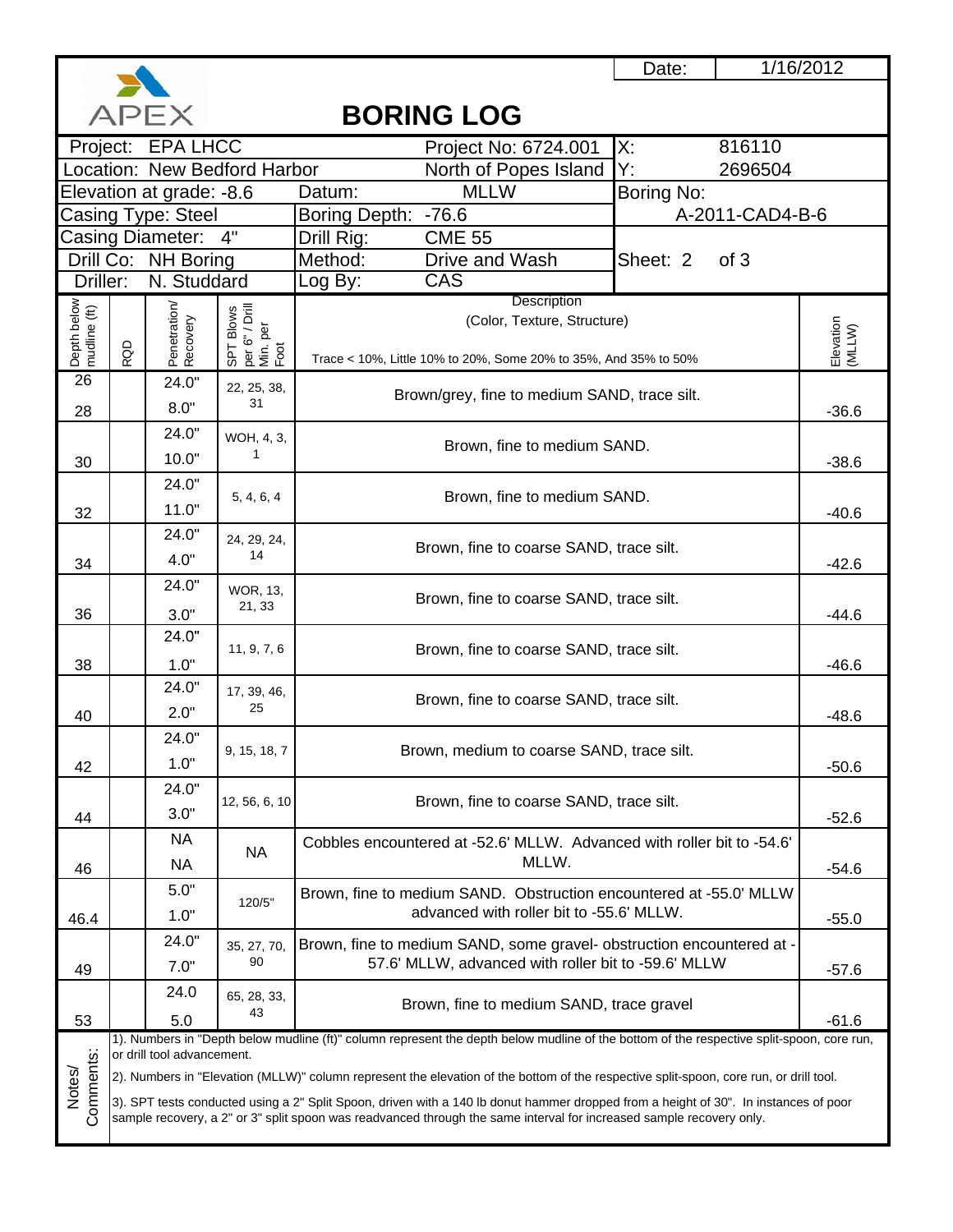APEX

# BORING LOG

| | | | |
|---|---|---|---|
| Date: | 1/16/2012 | | |
| Project: EPA LHCC | Project No: 6724.001 | X: | 816110 |
| Location: New Bedford Harbor | North of Popes Island | Y: | 2696504 |
| Elevation at grade: -8.6 | Datum: MLLW | Boring No: | |
| Casing Type: Steel | Boring Depth: -76.6 | A-2011-CAD4-B-6 | |
| Casing Diameter: 4" | Drill Rig: CME 55 | | |
| Drill Co: NH Boring | Method: Drive and Wash | Sheet: 2 of 3 | |
| Driller: N. Studdard | Log By: CAS | | |

| Depth below mudline (ft) | RQD | Penetration/ Recovery | SPT Blows per 6" / Drill Min. per Foot | Description (Color, Texture, Structure) Trace < 10%, Little 10% to 20%, Some 20% to 35%, And 35% to 50% | Elevation (MLLW) |
|---|---|---|---|---|---|
| 26<br>28 | | 24.0"<br>8.0" | 22, 25, 38, 31 | Brown/grey, fine to medium SAND, trace silt. | -36.6 |
| 30 | | 24.0"<br>10.0" | WOH, 4, 3, 1 | Brown, fine to medium SAND. | -38.6 |
| 32 | | 24.0"<br>11.0" | 5, 4, 6, 4 | Brown, fine to medium SAND. | -40.6 |
| 34 | | 24.0"<br>4.0" | 24, 29, 24, 14 | Brown, fine to coarse SAND, trace silt. | -42.6 |
| 36 | | 24.0"<br>3.0" | WOR, 13, 21, 33 | Brown, fine to coarse SAND, trace silt. | -44.6 |
| 38 | | 24.0"<br>1.0" | 11, 9, 7, 6 | Brown, fine to coarse SAND, trace silt. | -46.6 |
| 40 | | 24.0"<br>2.0" | 17, 39, 46, 25 | Brown, fine to coarse SAND, trace silt. | -48.6 |
| 42 | | 24.0"<br>1.0" | 9, 15, 18, 7 | Brown, medium to coarse SAND, trace silt. | -50.6 |
| 44 | | 24.0"<br>3.0" | 12, 56, 6, 10 | Brown, fine to coarse SAND, trace silt. | -52.6 |
| 46 | | NA<br>NA | NA | Cobbles encountered at -52.6' MLLW. Advanced with roller bit to -54.6' MLLW. | -54.6 |
| 46.4 | | 5.0"<br>1.0" | 120/5" | Brown, fine to medium SAND. Obstruction encountered at -55.0' MLLW advanced with roller bit to -55.6' MLLW. | -55.0 |
| 49 | | 24.0"<br>7.0" | 35, 27, 70, 90 | Brown, fine to medium SAND, some gravel- obstruction encountered at -57.6' MLLW, advanced with roller bit to -59.6' MLLW | -57.6 |
| 53 | | 24.0<br>5.0 | 65, 28, 33, 43 | Brown, fine to medium SAND, trace gravel | -61.6 |

**Notes/ Comments:**

1). Numbers in "Depth below mudline (ft)" column represent the depth below mudline of the bottom of the respective split-spoon, core run, or drill tool advancement.

2). Numbers in "Elevation (MLLW)" column represent the elevation of the bottom of the respective split-spoon, core run, or drill tool.

3). SPT tests conducted using a 2" Split Spoon, driven with a 140 lb donut hammer dropped from a height of 30". In instances of poor sample recovery, a 2" or 3" split spoon was readvanced through the same interval for increased sample recovery only.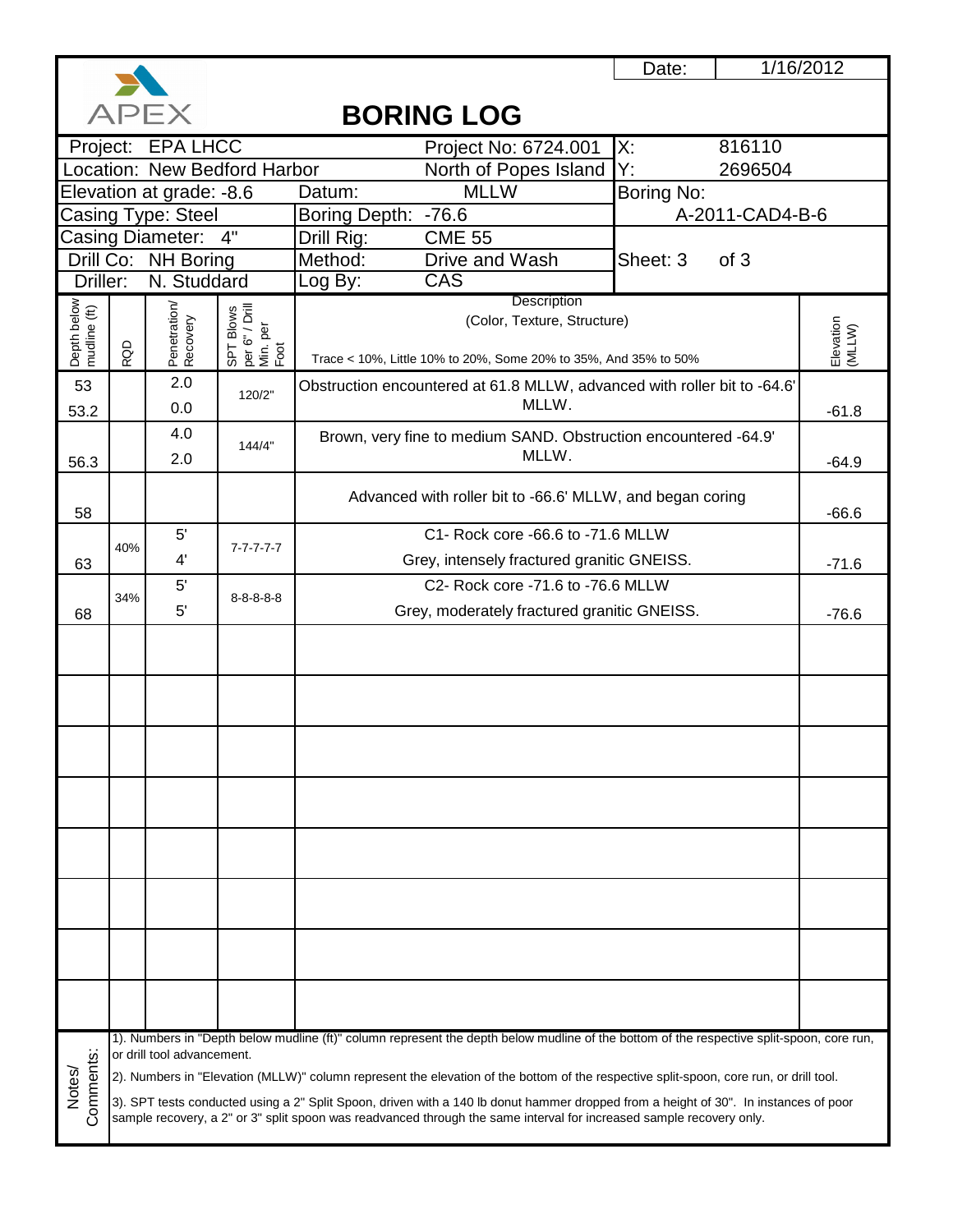APEX

Date: 1/16/2012

# BORING LOG

| | | | |
|---|---|---|---|
| Project: EPA LHCC | Project No: 6724.001 | X: | 816110 |
| Location: New Bedford Harbor | North of Popes Island | Y: | 2696504 |
| Elevation at grade: -8.6 | Datum: MLLW | Boring No: | |
| Casing Type: Steel | Boring Depth: -76.6 | A-2011-CAD4-B-6 | |
| Casing Diameter: 4" | Drill Rig: CME 55 | | |
| Drill Co: NH Boring | Method: Drive and Wash | Sheet: 3 of 3 | |
| Driller: N. Studdard | Log By: CAS | | |

| Depth below mudline (ft) | RQD | Penetration/ Recovery | SPT Blows per 6" / Drill Min. per Foot | Description (Color, Texture, Structure) Trace < 10%, Little 10% to 20%, Some 20% to 35%, And 35% to 50% | Elevation (MLLW) |
|---|---|---|---|---|---|
| 53<br>53.2 | | 2.0<br>0.0 | 120/2" | Obstruction encountered at 61.8 MLLW, advanced with roller bit to -64.6' MLLW. | -61.8 |
| 56.3 | | 4.0<br>2.0 | 144/4" | Brown, very fine to medium SAND. Obstruction encountered -64.9' MLLW. | -64.9 |
| 58 | | | | Advanced with roller bit to -66.6' MLLW, and began coring | -66.6 |
| 63 | 40% | 5'<br>4' | 7-7-7-7-7 | C1- Rock core -66.6 to -71.6 MLLW<br>Grey, intensely fractured granitic GNEISS. | -71.6 |
| 68 | 34% | 5'<br>5' | 8-8-8-8-8 | C2- Rock core -71.6 to -76.6 MLLW<br>Grey, moderately fractured granitic GNEISS. | -76.6 |
| | | | | | |
| | | | | | |
| | | | | | |
| | | | | | |
| | | | | | |
| | | | | | |
| | | | | | |
| | | | | | |

**Notes/ Comments:**

1). Numbers in "Depth below mudline (ft)" column represent the depth below mudline of the bottom of the respective split-spoon, core run, or drill tool advancement.

2). Numbers in "Elevation (MLLW)" column represent the elevation of the bottom of the respective split-spoon, core run, or drill tool.

3). SPT tests conducted using a 2" Split Spoon, driven with a 140 lb donut hammer dropped from a height of 30". In instances of poor sample recovery, a 2" or 3" split spoon was readvanced through the same interval for increased sample recovery only.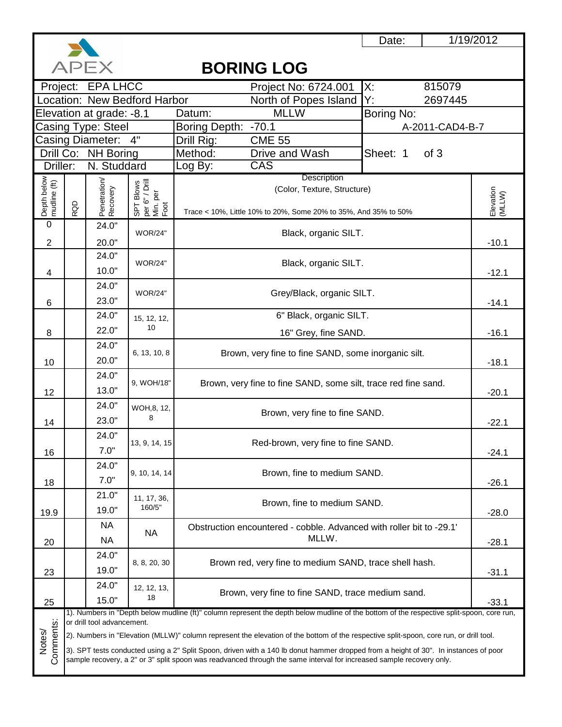APEX

# BORING LOG

| | | | |
|---|---|---|---|
| | | Date: | 1/19/2012 |
| Project: EPA LHCC | Project No: 6724.001 | X: | 815079 |
| Location: New Bedford Harbor | North of Popes Island | Y: | 2697445 |
| Elevation at grade: -8.1 | Datum: MLLW | Boring No: | |
| Casing Type: Steel | Boring Depth: -70.1 | A-2011-CAD4-B-7 | |
| Casing Diameter: 4" | Drill Rig: CME 55 | | |
| Drill Co: NH Boring | Method: Drive and Wash | Sheet: 1 | of 3 |
| Driller: N. Studdard | Log By: CAS | | |

| Depth below mudline (ft) | RQD | Penetration/ Recovery | SPT Blows per 6" / Drill Min. per Foot | Description (Color, Texture, Structure) Trace < 10%, Little 10% to 20%, Some 20% to 35%, And 35% to 50% | Elevation (MLLW) |
|---|---|---|---|---|---|
| 0 | | | | | |
| 2 | | 24.0" / 20.0" | WOR/24" | Black, organic SILT. | -10.1 |
| 4 | | 24.0" / 10.0" | WOR/24" | Black, organic SILT. | -12.1 |
| 6 | | 24.0" / 23.0" | WOR/24" | Grey/Black, organic SILT. | -14.1 |
| 8 | | 24.0" / 22.0" | 15, 12, 12, 10 | 6" Black, organic SILT. 16" Grey, fine SAND. | -16.1 |
| 10 | | 24.0" / 20.0" | 6, 13, 10, 8 | Brown, very fine to fine SAND, some inorganic silt. | -18.1 |
| 12 | | 24.0" / 13.0" | 9, WOH/18" | Brown, very fine to fine SAND, some silt, trace red fine sand. | -20.1 |
| 14 | | 24.0" / 23.0" | WOH,8, 12, 8 | Brown, very fine to fine SAND. | -22.1 |
| 16 | | 24.0" / 7.0" | 13, 9, 14, 15 | Red-brown, very fine to fine SAND. | -24.1 |
| 18 | | 24.0" / 7.0" | 9, 10, 14, 14 | Brown, fine to medium SAND. | -26.1 |
| 19.9 | | 21.0" / 19.0" | 11, 17, 36, 160/5" | Brown, fine to medium SAND. | -28.0 |
| 20 | | NA / NA | NA | Obstruction encountered - cobble. Advanced with roller bit to -29.1' MLLW. | -28.1 |
| 23 | | 24.0" / 19.0" | 8, 8, 20, 30 | Brown red, very fine to medium SAND, trace shell hash. | -31.1 |
| 25 | | 24.0" / 15.0" | 12, 12, 13, 18 | Brown, very fine to fine SAND, trace medium sand. | -33.1 |

**Notes/ Comments:**

1). Numbers in "Depth below mudline (ft)" column represent the depth below mudline of the bottom of the respective split-spoon, core run, or drill tool advancement.

2). Numbers in "Elevation (MLLW)" column represent the elevation of the bottom of the respective split-spoon, core run, or drill tool.

3). SPT tests conducted using a 2" Split Spoon, driven with a 140 lb donut hammer dropped from a height of 30". In instances of poor sample recovery, a 2" or 3" split spoon was readvanced through the same interval for increased sample recovery only.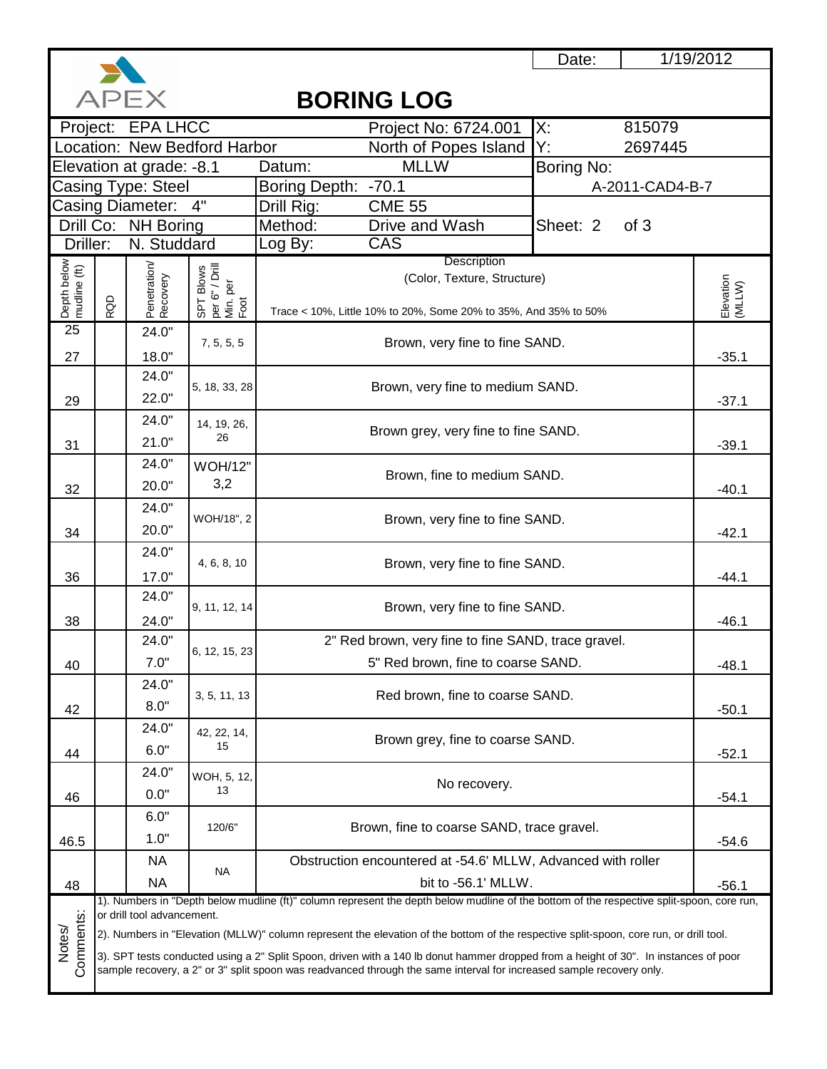APEX

# BORING LOG

| | | | |
|---|---|---|---|
| Date: | 1/19/2012 | | |
| Project: EPA LHCC | Project No: 6724.001 | X: | 815079 |
| Location: New Bedford Harbor | North of Popes Island | Y: | 2697445 |
| Elevation at grade: -8.1 | Datum: MLLW | Boring No: | |
| Casing Type: Steel | Boring Depth: -70.1 | A-2011-CAD4-B-7 | |
| Casing Diameter: 4" | Drill Rig: CME 55 | | |
| Drill Co: NH Boring | Method: Drive and Wash | Sheet: 2 of 3 | |
| Driller: N. Studdard | Log By: CAS | | |

| Depth below mudline (ft) | RQD | Penetration/ Recovery | SPT Blows per 6" / Drill Min. per Foot | Description (Color, Texture, Structure) Trace < 10%, Little 10% to 20%, Some 20% to 35%, And 35% to 50% | Elevation (MLLW) |
|---|---|---|---|---|---|
| 25 / 27 | | 24.0" / 18.0" | 7, 5, 5, 5 | Brown, very fine to fine SAND. | -35.1 |
| 29 | | 24.0" / 22.0" | 5, 18, 33, 28 | Brown, very fine to medium SAND. | -37.1 |
| 31 | | 24.0" / 21.0" | 14, 19, 26, 26 | Brown grey, very fine to fine SAND. | -39.1 |
| 32 | | 24.0" / 20.0" | WOH/12" 3,2 | Brown, fine to medium SAND. | -40.1 |
| 34 | | 24.0" / 20.0" | WOH/18", 2 | Brown, very fine to fine SAND. | -42.1 |
| 36 | | 24.0" / 17.0" | 4, 6, 8, 10 | Brown, very fine to fine SAND. | -44.1 |
| 38 | | 24.0" / 24.0" | 9, 11, 12, 14 | Brown, very fine to fine SAND. | -46.1 |
| 40 | | 24.0" / 7.0" | 6, 12, 15, 23 | 2" Red brown, very fine to fine SAND, trace gravel. 5" Red brown, fine to coarse SAND. | -48.1 |
| 42 | | 24.0" / 8.0" | 3, 5, 11, 13 | Red brown, fine to coarse SAND. | -50.1 |
| 44 | | 24.0" / 6.0" | 42, 22, 14, 15 | Brown grey, fine to coarse SAND. | -52.1 |
| 46 | | 24.0" / 0.0" | WOH, 5, 12, 13 | No recovery. | -54.1 |
| 46.5 | | 6.0" / 1.0" | 120/6" | Brown, fine to coarse SAND, trace gravel. | -54.6 |
| 48 | | NA / NA | NA | Obstruction encountered at -54.6' MLLW, Advanced with roller bit to -56.1' MLLW. | -56.1 |

Notes/ Comments:

1). Numbers in "Depth below mudline (ft)" column represent the depth below mudline of the bottom of the respective split-spoon, core run, or drill tool advancement.

2). Numbers in "Elevation (MLLW)" column represent the elevation of the bottom of the respective split-spoon, core run, or drill tool.

3). SPT tests conducted using a 2" Split Spoon, driven with a 140 lb donut hammer dropped from a height of 30". In instances of poor sample recovery, a 2" or 3" split spoon was readvanced through the same interval for increased sample recovery only.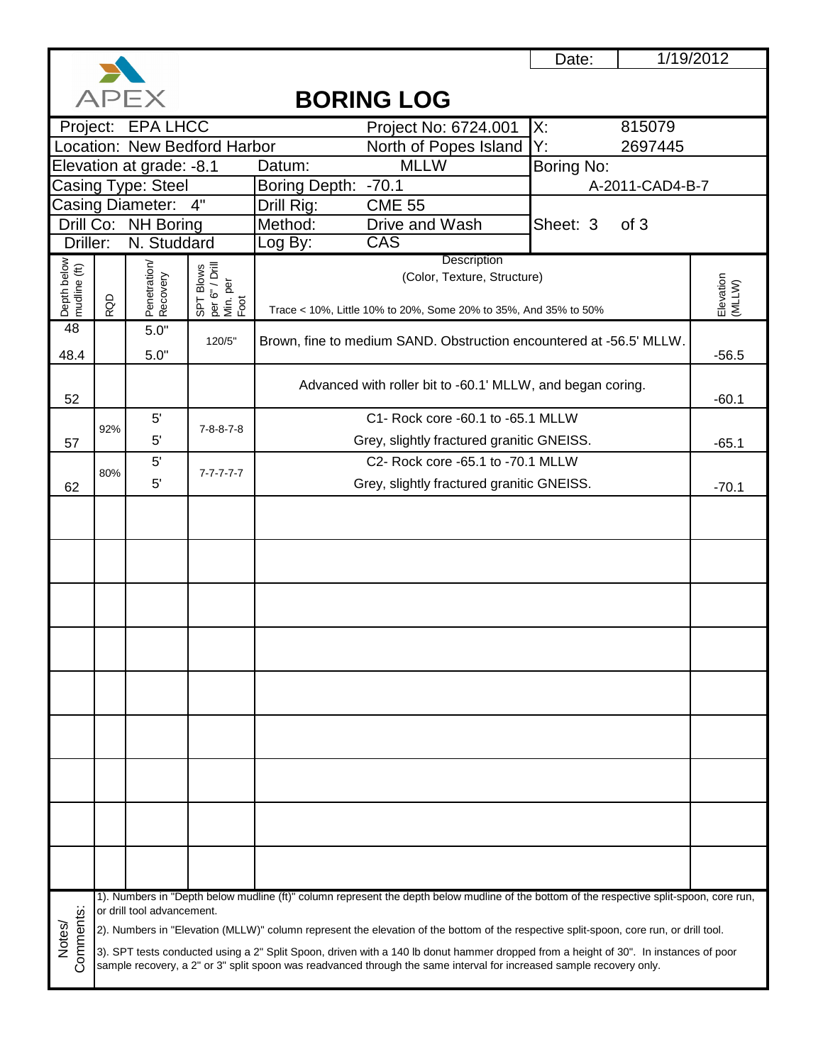APEX

# BORING LOG

| | | | |
|---|---|---|---|
| | | Date: | 1/19/2012 |
| Project: EPA LHCC | Project No: 6724.001 | X: | 815079 |
| Location: New Bedford Harbor | North of Popes Island | Y: | 2697445 |
| Elevation at grade: -8.1 | Datum: MLLW | Boring No: | |
| Casing Type: Steel | Boring Depth: -70.1 | A-2011-CAD4-B-7 | |
| Casing Diameter: 4" | Drill Rig: CME 55 | | |
| Drill Co: NH Boring | Method: Drive and Wash | Sheet: 3 | of 3 |
| Driller: N. Studdard | Log By: CAS | | |

| Depth below mudline (ft) | RQD | Penetration/ Recovery | SPT Blows per 6" / Drill Min. per Foot | Description (Color, Texture, Structure) Trace < 10%, Little 10% to 20%, Some 20% to 35%, And 35% to 50% | Elevation (MLLW) |
|---|---|---|---|---|---|
| 48<br>48.4 | | 5.0"<br>5.0" | 120/5" | Brown, fine to medium SAND. Obstruction encountered at -56.5' MLLW. | -56.5 |
| 52 | | | | Advanced with roller bit to -60.1' MLLW, and began coring. | -60.1 |
| 57 | 92% | 5'<br>5' | 7-8-8-7-8 | C1- Rock core -60.1 to -65.1 MLLW<br>Grey, slightly fractured granitic GNEISS. | -65.1 |
| 62 | 80% | 5'<br>5' | 7-7-7-7-7 | C2- Rock core -65.1 to -70.1 MLLW<br>Grey, slightly fractured granitic GNEISS. | -70.1 |

**Notes/ Comments:**

1). Numbers in "Depth below mudline (ft)" column represent the depth below mudline of the bottom of the respective split-spoon, core run, or drill tool advancement.

2). Numbers in "Elevation (MLLW)" column represent the elevation of the bottom of the respective split-spoon, core run, or drill tool.

3). SPT tests conducted using a 2" Split Spoon, driven with a 140 lb donut hammer dropped from a height of 30". In instances of poor sample recovery, a 2" or 3" split spoon was readvanced through the same interval for increased sample recovery only.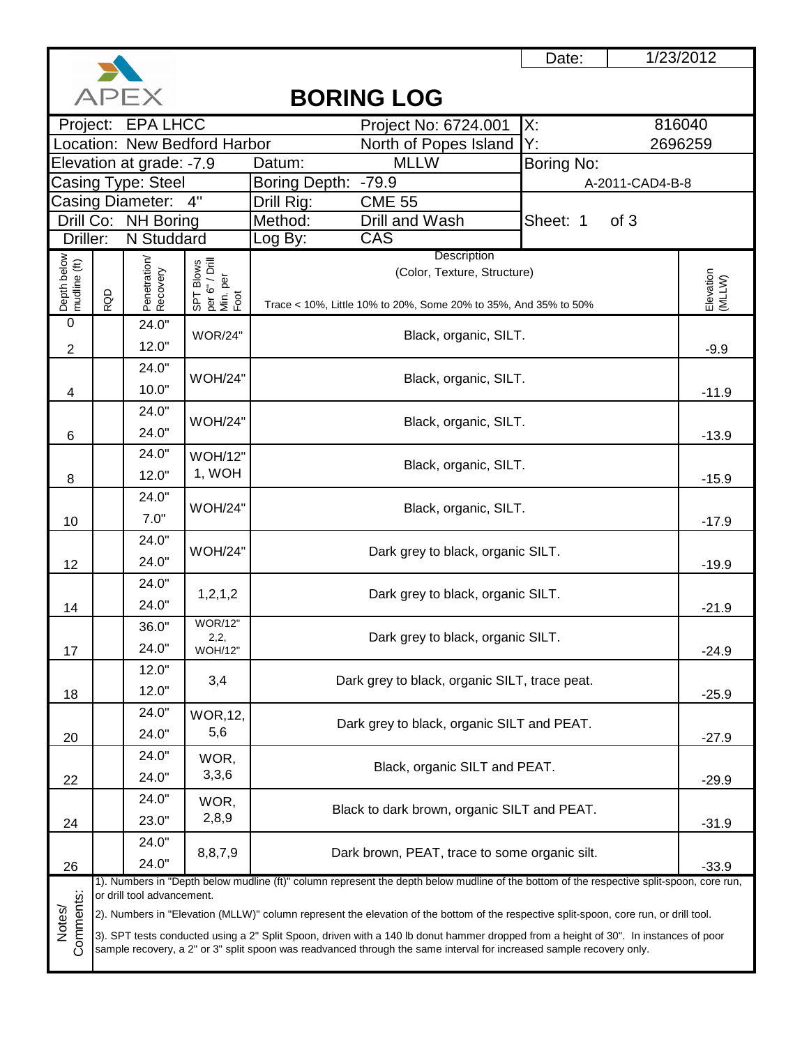APEX

# BORING LOG

| | |
|---|---|
| Date: | 1/23/2012 |

| | | | |
|---|---|---|---|
| Project: EPA LHCC | Project No: 6724.001 | X: | 816040 |
| Location: New Bedford Harbor | North of Popes Island | Y: | 2696259 |
| Elevation at grade: -7.9 | Datum: MLLW | Boring No: | |
| Casing Type: Steel | Boring Depth: -79.9 | A-2011-CAD4-B-8 | |
| Casing Diameter: 4" | Drill Rig: CME 55 | | |
| Drill Co: NH Boring | Method: Drill and Wash | Sheet: 1 of 3 | |
| Driller: N Studdard | Log By: CAS | | |

| Depth below mudline (ft) | RQD | Penetration/ Recovery | SPT Blows per 6" / Drill Min. per Foot | Description (Color, Texture, Structure) Trace < 10%, Little 10% to 20%, Some 20% to 35%, And 35% to 50% | Elevation (MLLW) |
|---|---|---|---|---|---|
| 0 | | | | | |
| 2 | | 24.0" / 12.0" | WOR/24" | Black, organic, SILT. | -9.9 |
| 4 | | 24.0" / 10.0" | WOH/24" | Black, organic, SILT. | -11.9 |
| 6 | | 24.0" / 24.0" | WOH/24" | Black, organic, SILT. | -13.9 |
| 8 | | 24.0" / 12.0" | WOH/12" 1, WOH | Black, organic, SILT. | -15.9 |
| 10 | | 24.0" / 7.0" | WOH/24" | Black, organic, SILT. | -17.9 |
| 12 | | 24.0" / 24.0" | WOH/24" | Dark grey to black, organic SILT. | -19.9 |
| 14 | | 24.0" / 24.0" | 1,2,1,2 | Dark grey to black, organic SILT. | -21.9 |
| 17 | | 36.0" / 24.0" | WOR/12" 2,2, WOH/12" | Dark grey to black, organic SILT. | -24.9 |
| 18 | | 12.0" / 12.0" | 3,4 | Dark grey to black, organic SILT, trace peat. | -25.9 |
| 20 | | 24.0" / 24.0" | WOR,12, 5,6 | Dark grey to black, organic SILT and PEAT. | -27.9 |
| 22 | | 24.0" / 24.0" | WOR, 3,3,6 | Black, organic SILT and PEAT. | -29.9 |
| 24 | | 24.0" / 23.0" | WOR, 2,8,9 | Black to dark brown, organic SILT and PEAT. | -31.9 |
| 26 | | 24.0" / 24.0" | 8,8,7,9 | Dark brown, PEAT, trace to some organic silt. | -33.9 |

**Notes/ Comments:**

1). Numbers in "Depth below mudline (ft)" column represent the depth below mudline of the bottom of the respective split-spoon, core run, or drill tool advancement.

2). Numbers in "Elevation (MLLW)" column represent the elevation of the bottom of the respective split-spoon, core run, or drill tool.

3). SPT tests conducted using a 2" Split Spoon, driven with a 140 lb donut hammer dropped from a height of 30". In instances of poor sample recovery, a 2" or 3" split spoon was readvanced through the same interval for increased sample recovery only.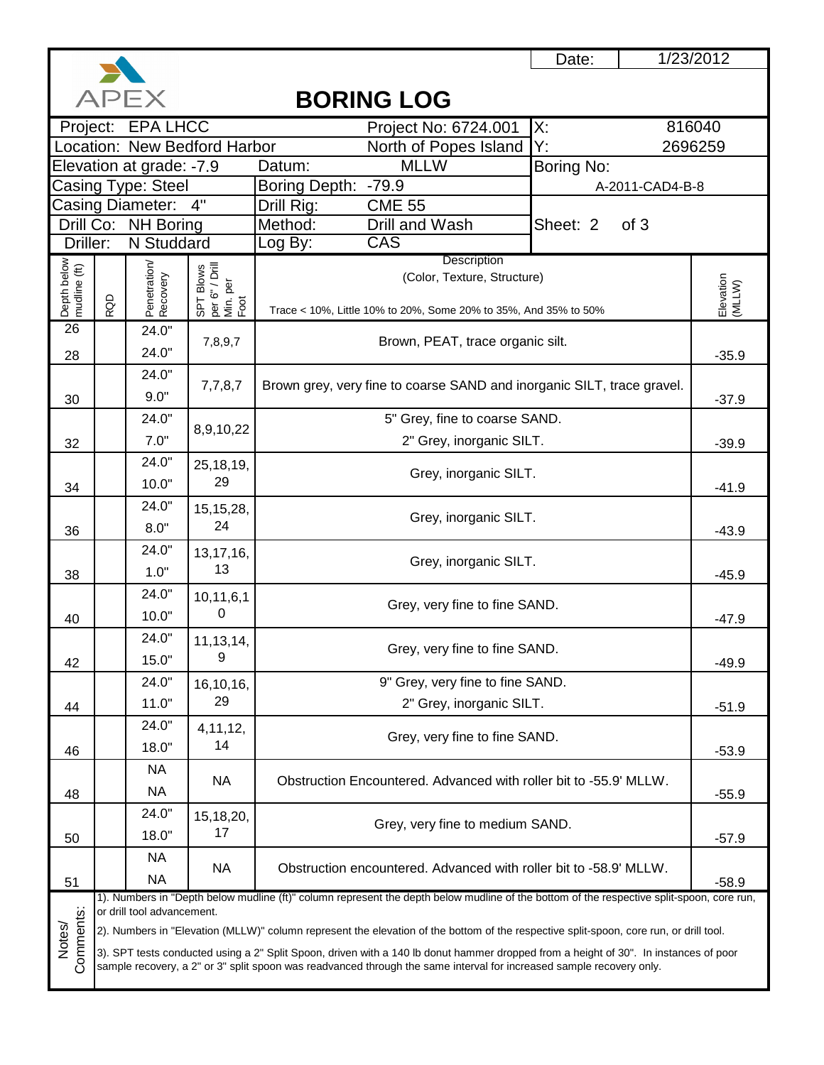Date: 1/23/2012

APEX

# BORING LOG

| | | | |
|---|---|---|---|
| Project: EPA LHCC | Project No: 6724.001 | X: | 816040 |
| Location: New Bedford Harbor | North of Popes Island | Y: | 2696259 |
| Elevation at grade: -7.9 | Datum: MLLW | Boring No: | |
| Casing Type: Steel | Boring Depth: -79.9 | A-2011-CAD4-B-8 | |
| Casing Diameter: 4" | Drill Rig: CME 55 | | |
| Drill Co: NH Boring | Method: Drill and Wash | Sheet: 2 of 3 | |
| Driller: N Studdard | Log By: CAS | | |

| Depth below mudline (ft) | RQD | Penetration/ Recovery | SPT Blows per 6" / Drill Min. per Foot | Description (Color, Texture, Structure) Trace < 10%, Little 10% to 20%, Some 20% to 35%, And 35% to 50% | Elevation (MLLW) |
|---|---|---|---|---|---|
| 26 | | 24.0" | 7,8,9,7 | Brown, PEAT, trace organic silt. | |
| 28 | | 24.0" | | | -35.9 |
| | | 24.0" | 7,7,8,7 | Brown grey, very fine to coarse SAND and inorganic SILT, trace gravel. | |
| 30 | | 9.0" | | | -37.9 |
| | | 24.0" | 8,9,10,22 | 5" Grey, fine to coarse SAND. | |
| 32 | | 7.0" | | 2" Grey, inorganic SILT. | -39.9 |
| | | 24.0" | 25,18,19, 29 | Grey, inorganic SILT. | |
| 34 | | 10.0" | | | -41.9 |
| | | 24.0" | 15,15,28, 24 | Grey, inorganic SILT. | |
| 36 | | 8.0" | | | -43.9 |
| | | 24.0" | 13,17,16, 13 | Grey, inorganic SILT. | |
| 38 | | 1.0" | | | -45.9 |
| | | 24.0" | 10,11,6,10 | Grey, very fine to fine SAND. | |
| 40 | | 10.0" | | | -47.9 |
| | | 24.0" | 11,13,14, 9 | Grey, very fine to fine SAND. | |
| 42 | | 15.0" | | | -49.9 |
| | | 24.0" | 16,10,16, 29 | 9" Grey, very fine to fine SAND. | |
| 44 | | 11.0" | | 2" Grey, inorganic SILT. | -51.9 |
| | | 24.0" | 4,11,12, 14 | Grey, very fine to fine SAND. | |
| 46 | | 18.0" | | | -53.9 |
| | | NA | NA | Obstruction Encountered. Advanced with roller bit to -55.9' MLLW. | |
| 48 | | NA | | | -55.9 |
| | | 24.0" | 15,18,20, 17 | Grey, very fine to medium SAND. | |
| 50 | | 18.0" | | | -57.9 |
| | | NA | NA | Obstruction encountered. Advanced with roller bit to -58.9' MLLW. | |
| 51 | | NA | | | -58.9 |

Notes/ Comments:

1). Numbers in "Depth below mudline (ft)" column represent the depth below mudline of the bottom of the respective split-spoon, core run, or drill tool advancement.

2). Numbers in "Elevation (MLLW)" column represent the elevation of the bottom of the respective split-spoon, core run, or drill tool.

3). SPT tests conducted using a 2" Split Spoon, driven with a 140 lb donut hammer dropped from a height of 30". In instances of poor sample recovery, a 2" or 3" split spoon was readvanced through the same interval for increased sample recovery only.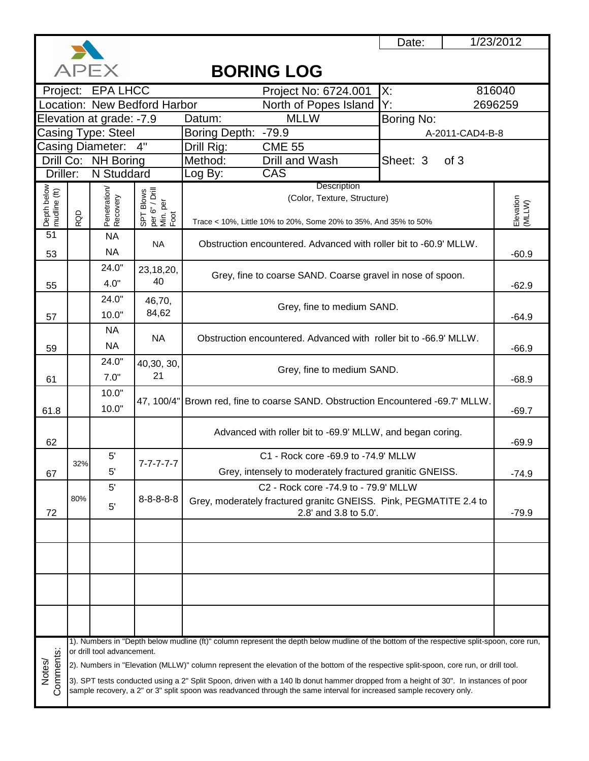APEX

Date: 1/23/2012

# BORING LOG

| | | | |
|---|---|---|---|
| Project: EPA LHCC | Project No: 6724.001 | X: | 816040 |
| Location: New Bedford Harbor | North of Popes Island | Y: | 2696259 |
| Elevation at grade: -7.9 | Datum: MLLW | Boring No: | |
| Casing Type: Steel | Boring Depth: -79.9 | A-2011-CAD4-B-8 | |
| Casing Diameter: 4" | Drill Rig: CME 55 | | |
| Drill Co: NH Boring | Method: Drill and Wash | Sheet: 3 of 3 | |
| Driller: N Studdard | Log By: CAS | | |

| Depth below mudline (ft) | RQD | Penetration/ Recovery | SPT Blows per 6" / Drill Min. per Foot | Description (Color, Texture, Structure) Trace < 10%, Little 10% to 20%, Some 20% to 35%, And 35% to 50% | Elevation (MLLW) |
|---|---|---|---|---|---|
| 51<br>53 | | NA<br>NA | NA | Obstruction encountered. Advanced with roller bit to -60.9' MLLW. | -60.9 |
| 55 | | 24.0"<br>4.0" | 23,18,20, 40 | Grey, fine to coarse SAND. Coarse gravel in nose of spoon. | -62.9 |
| 57 | | 24.0"<br>10.0" | 46,70, 84,62 | Grey, fine to medium SAND. | -64.9 |
| 59 | | NA<br>NA | NA | Obstruction encountered. Advanced with roller bit to -66.9' MLLW. | -66.9 |
| 61 | | 24.0"<br>7.0" | 40,30, 30, 21 | Grey, fine to medium SAND. | -68.9 |
| 61.8 | | 10.0"<br>10.0" | 47, 100/4" | Brown red, fine to coarse SAND. Obstruction Encountered -69.7' MLLW. | -69.7 |
| 62 | | | | Advanced with roller bit to -69.9' MLLW, and began coring. | -69.9 |
| 67 | 32% | 5'<br>5' | 7-7-7-7-7 | C1 - Rock core -69.9 to -74.9' MLLW<br>Grey, intensely to moderately fractured granitic GNEISS. | -74.9 |
| 72 | 80% | 5'<br>5' | 8-8-8-8-8 | C2 - Rock core -74.9 to - 79.9' MLLW<br>Grey, moderately fractured granitc GNEISS. Pink, PEGMATITE 2.4 to 2.8' and 3.8 to 5.0'. | -79.9 |

Notes/ Comments:

1). Numbers in "Depth below mudline (ft)" column represent the depth below mudline of the bottom of the respective split-spoon, core run, or drill tool advancement.

2). Numbers in "Elevation (MLLW)" column represent the elevation of the bottom of the respective split-spoon, core run, or drill tool.

3). SPT tests conducted using a 2" Split Spoon, driven with a 140 lb donut hammer dropped from a height of 30". In instances of poor sample recovery, a 2" or 3" split spoon was readvanced through the same interval for increased sample recovery only.